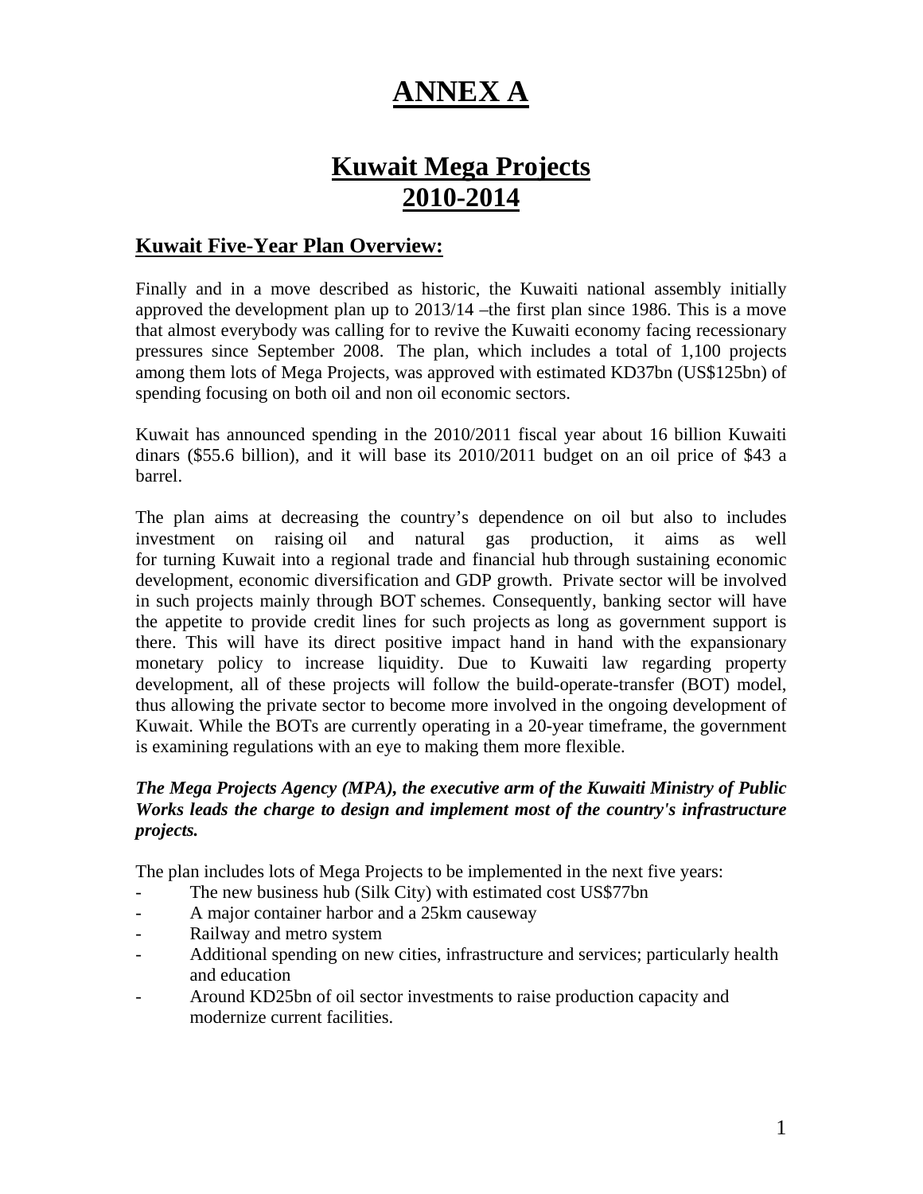# ANNEX A

# Kuwait Mega Projects 2010-2014

## Kuwait Five-Year Plan Overview:

Finally and in a move described as historic, the Kuwaiti national assembly initially approved the development plan up to 2013/14 –the first plan since 1986. This is a move that almost everybody was calling for to revive the Kuwaiti economy facing recessionary pressures since September 2008. The plan, which includes a total of 1,100 projects among them lots of Mega Projects, was approved with estimated KD37bn (US$125bn) of spending focusing on both oil and non oil economic sectors.

Kuwait has announced spending in the 2010/2011 fiscal year about 16 billion Kuwaiti dinars ($55.6 billion), and it will base its 2010/2011 budget on an oil price of $43 a barrel.

The plan aims at decreasing the country's dependence on oil but also to includes investment on raising oil and natural gas production, it aims as well for turning Kuwait into a regional trade and financial hub through sustaining economic development, economic diversification and GDP growth. Private sector will be involved in such projects mainly through BOT schemes. Consequently, banking sector will have the appetite to provide credit lines for such projects as long as government support is there. This will have its direct positive impact hand in hand with the expansionary monetary policy to increase liquidity. Due to Kuwaiti law regarding property development, all of these projects will follow the build-operate-transfer (BOT) model, thus allowing the private sector to become more involved in the ongoing development of Kuwait. While the BOTs are currently operating in a 20-year timeframe, the government is examining regulations with an eye to making them more flexible.

***The Mega Projects Agency (MPA), the executive arm of the Kuwaiti Ministry of Public Works leads the charge to design and implement most of the country's infrastructure projects.***

The plan includes lots of Mega Projects to be implemented in the next five years:

- The new business hub (Silk City) with estimated cost US$77bn
- A major container harbor and a 25km causeway
- Railway and metro system
- Additional spending on new cities, infrastructure and services; particularly health and education
- Around KD25bn of oil sector investments to raise production capacity and modernize current facilities.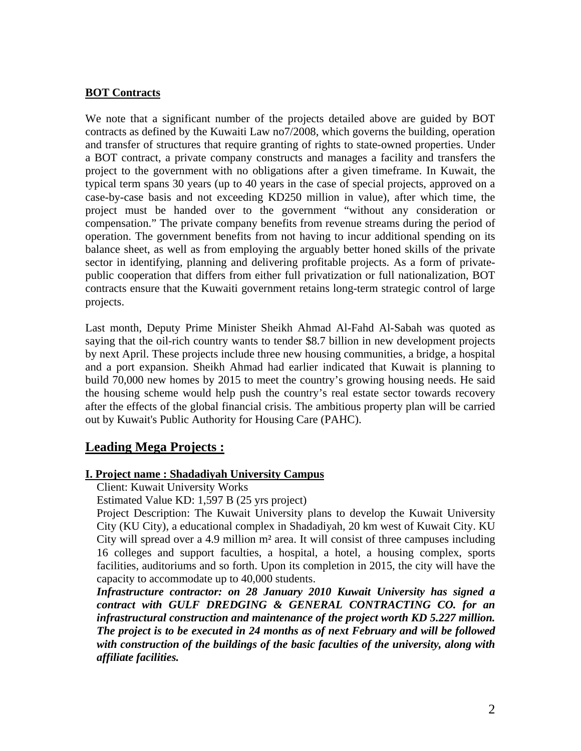## BOT Contracts

We note that a significant number of the projects detailed above are guided by BOT contracts as defined by the Kuwaiti Law no7/2008, which governs the building, operation and transfer of structures that require granting of rights to state-owned properties. Under a BOT contract, a private company constructs and manages a facility and transfers the project to the government with no obligations after a given timeframe. In Kuwait, the typical term spans 30 years (up to 40 years in the case of special projects, approved on a case-by-case basis and not exceeding KD250 million in value), after which time, the project must be handed over to the government "without any consideration or compensation." The private company benefits from revenue streams during the period of operation. The government benefits from not having to incur additional spending on its balance sheet, as well as from employing the arguably better honed skills of the private sector in identifying, planning and delivering profitable projects. As a form of private-public cooperation that differs from either full privatization or full nationalization, BOT contracts ensure that the Kuwaiti government retains long-term strategic control of large projects.

Last month, Deputy Prime Minister Sheikh Ahmad Al-Fahd Al-Sabah was quoted as saying that the oil-rich country wants to tender $8.7 billion in new development projects by next April. These projects include three new housing communities, a bridge, a hospital and a port expansion. Sheikh Ahmad had earlier indicated that Kuwait is planning to build 70,000 new homes by 2015 to meet the country's growing housing needs. He said the housing scheme would help push the country's real estate sector towards recovery after the effects of the global financial crisis. The ambitious property plan will be carried out by Kuwait's Public Authority for Housing Care (PAHC).

## Leading Mega Projects :

### I. Project name : Shadadiyah University Campus

Client: Kuwait University Works

Estimated Value KD: 1,597 B (25 yrs project)

Project Description: The Kuwait University plans to develop the Kuwait University City (KU City), a educational complex in Shadadiyah, 20 km west of Kuwait City. KU City will spread over a 4.9 million m² area. It will consist of three campuses including 16 colleges and support faculties, a hospital, a hotel, a housing complex, sports facilities, auditoriums and so forth. Upon its completion in 2015, the city will have the capacity to accommodate up to 40,000 students.

***Infrastructure contractor: on 28 January 2010 Kuwait University has signed a contract with GULF DREDGING & GENERAL CONTRACTING CO. for an infrastructural construction and maintenance of the project worth KD 5.227 million. The project is to be executed in 24 months as of next February and will be followed with construction of the buildings of the basic faculties of the university, along with affiliate facilities.***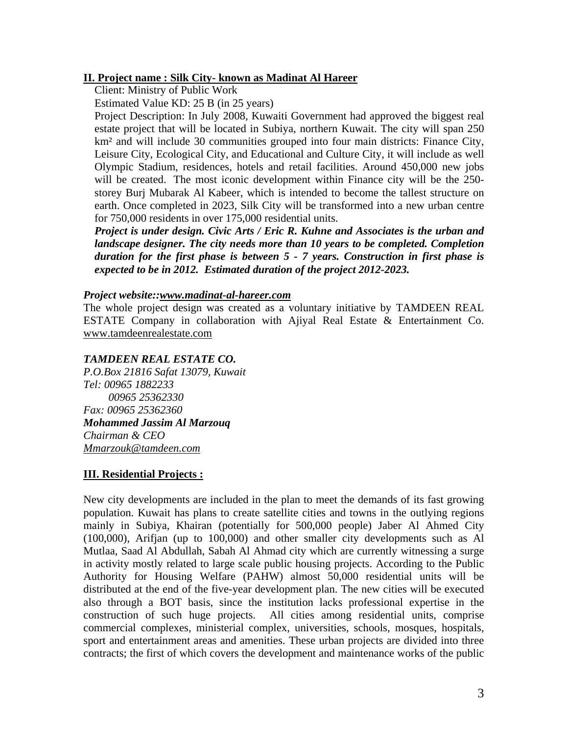## II. Project name : Silk City- known as Madinat Al Hareer

Client: Ministry of Public Work

Estimated Value KD: 25 B (in 25 years)

Project Description: In July 2008, Kuwaiti Government had approved the biggest real estate project that will be located in Subiya, northern Kuwait. The city will span 250 km² and will include 30 communities grouped into four main districts: Finance City, Leisure City, Ecological City, and Educational and Culture City, it will include as well Olympic Stadium, residences, hotels and retail facilities. Around 450,000 new jobs will be created. The most iconic development within Finance city will be the 250-storey Burj Mubarak Al Kabeer, which is intended to become the tallest structure on earth. Once completed in 2023, Silk City will be transformed into a new urban centre for 750,000 residents in over 175,000 residential units.

***Project is under design. Civic Arts / Eric R. Kuhne and Associates is the urban and landscape designer. The city needs more than 10 years to be completed. Completion duration for the first phase is between 5 - 7 years. Construction in first phase is expected to be in 2012. Estimated duration of the project 2012-2023.***

*Project website::www.madinat-al-hareer.com*

The whole project design was created as a voluntary initiative by TAMDEEN REAL ESTATE Company in collaboration with Ajiyal Real Estate & Entertainment Co. www.tamdeenrealestate.com

***TAMDEEN REAL ESTATE CO.***
*P.O.Box 21816 Safat 13079, Kuwait*
*Tel: 00965 1882233*
*00965 25362330*
*Fax: 00965 25362360*
***Mohammed Jassim Al Marzouq***
*Chairman & CEO*
*Mmarzouk@tamdeen.com*

## III. Residential Projects :

New city developments are included in the plan to meet the demands of its fast growing population. Kuwait has plans to create satellite cities and towns in the outlying regions mainly in Subiya, Khairan (potentially for 500,000 people) Jaber Al Ahmed City (100,000), Arifjan (up to 100,000) and other smaller city developments such as Al Mutlaa, Saad Al Abdullah, Sabah Al Ahmad city which are currently witnessing a surge in activity mostly related to large scale public housing projects. According to the Public Authority for Housing Welfare (PAHW) almost 50,000 residential units will be distributed at the end of the five-year development plan. The new cities will be executed also through a BOT basis, since the institution lacks professional expertise in the construction of such huge projects. All cities among residential units, comprise commercial complexes, ministerial complex, universities, schools, mosques, hospitals, sport and entertainment areas and amenities. These urban projects are divided into three contracts; the first of which covers the development and maintenance works of the public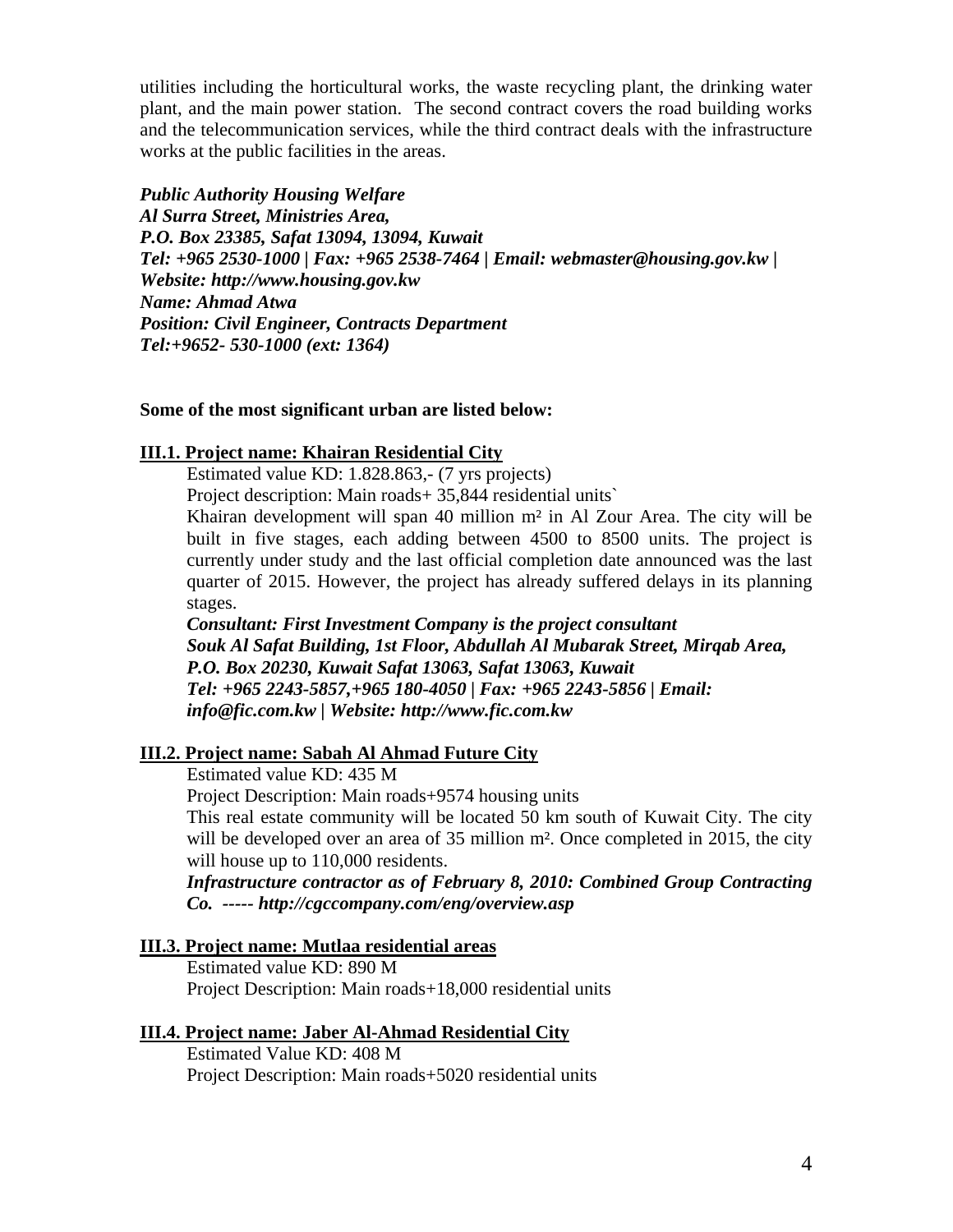utilities including the horticultural works, the waste recycling plant, the drinking water plant, and the main power station. The second contract covers the road building works and the telecommunication services, while the third contract deals with the infrastructure works at the public facilities in the areas.

***Public Authority Housing Welfare***
***Al Surra Street, Ministries Area,***
***P.O. Box 23385, Safat 13094, 13094, Kuwait***
***Tel: +965 2530-1000 | Fax: +965 2538-7464 | Email: webmaster@housing.gov.kw | Website: http://www.housing.gov.kw***
***Name: Ahmad Atwa***
***Position: Civil Engineer, Contracts Department***
***Tel:+9652- 530-1000 (ext: 1364)***

**Some of the most significant urban are listed below:**

### III.1. Project name: Khairan Residential City

Estimated value KD: 1.828.863,- (7 yrs projects)

Project description: Main roads+ 35,844 residential units`

Khairan development will span 40 million m² in Al Zour Area. The city will be built in five stages, each adding between 4500 to 8500 units. The project is currently under study and the last official completion date announced was the last quarter of 2015. However, the project has already suffered delays in its planning stages.

***Consultant: First Investment Company is the project consultant***
***Souk Al Safat Building, 1st Floor, Abdullah Al Mubarak Street, Mirqab Area, P.O. Box 20230, Kuwait Safat 13063, Safat 13063, Kuwait***
***Tel: +965 2243-5857,+965 180-4050 | Fax: +965 2243-5856 | Email: info@fic.com.kw | Website: http://www.fic.com.kw***

### III.2. Project name: Sabah Al Ahmad Future City

Estimated value KD: 435 M

Project Description: Main roads+9574 housing units

This real estate community will be located 50 km south of Kuwait City. The city will be developed over an area of 35 million m². Once completed in 2015, the city will house up to 110,000 residents.

***Infrastructure contractor as of February 8, 2010: Combined Group Contracting Co. ----- http://cgccompany.com/eng/overview.asp***

### III.3. Project name: Mutlaa residential areas

Estimated value KD: 890 M

Project Description: Main roads+18,000 residential units

### III.4. Project name: Jaber Al-Ahmad Residential City

Estimated Value KD: 408 M

Project Description: Main roads+5020 residential units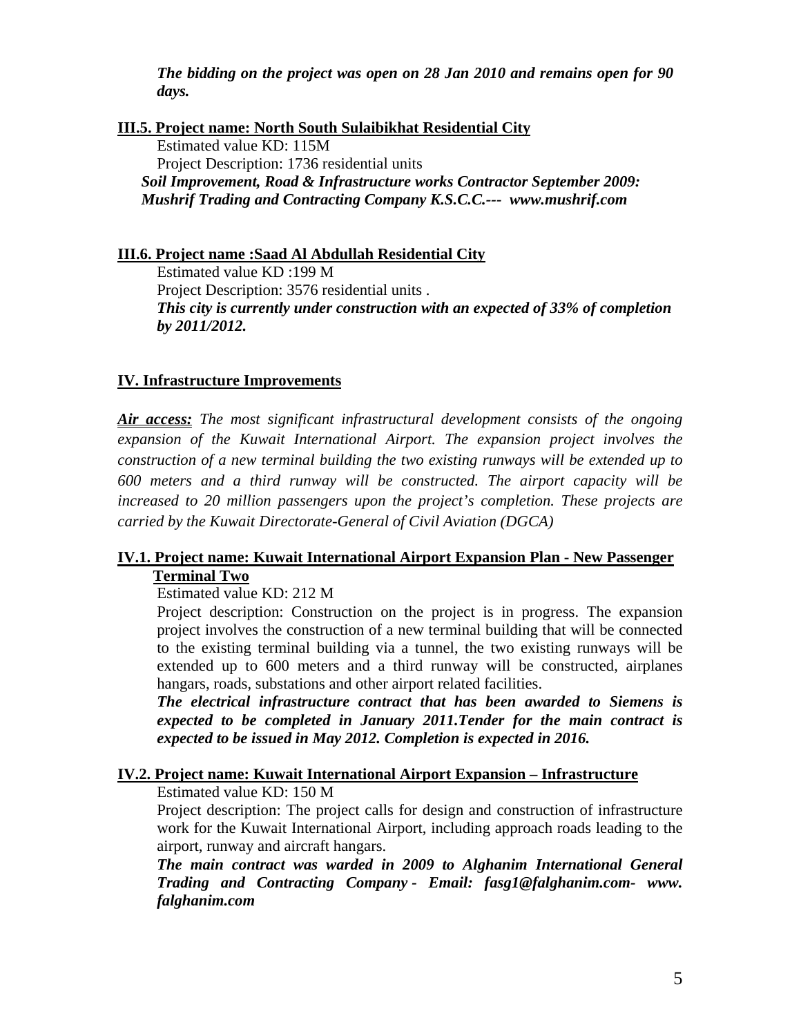***The bidding on the project was open on 28 Jan 2010 and remains open for 90 days.***

**III.5. Project name: North South Sulaibikhat Residential City**

Estimated value KD: 115M

Project Description: 1736 residential units

***Soil Improvement, Road & Infrastructure works Contractor September 2009: Mushrif Trading and Contracting Company K.S.C.C.--- www.mushrif.com***

**III.6. Project name :Saad Al Abdullah Residential City**

Estimated value KD :199 M

Project Description: 3576 residential units .

***This city is currently under construction with an expected of 33% of completion by 2011/2012.***

## IV. Infrastructure Improvements

***Air access:*** *The most significant infrastructural development consists of the ongoing expansion of the Kuwait International Airport. The expansion project involves the construction of a new terminal building the two existing runways will be extended up to 600 meters and a third runway will be constructed. The airport capacity will be increased to 20 million passengers upon the project's completion. These projects are carried by the Kuwait Directorate-General of Civil Aviation (DGCA)*

**IV.1. Project name: Kuwait International Airport Expansion Plan - New Passenger Terminal Two**

Estimated value KD: 212 M

Project description: Construction on the project is in progress. The expansion project involves the construction of a new terminal building that will be connected to the existing terminal building via a tunnel, the two existing runways will be extended up to 600 meters and a third runway will be constructed, airplanes hangars, roads, substations and other airport related facilities.

***The electrical infrastructure contract that has been awarded to Siemens is expected to be completed in January 2011.Tender for the main contract is expected to be issued in May 2012. Completion is expected in 2016.***

**IV.2. Project name: Kuwait International Airport Expansion – Infrastructure**

Estimated value KD: 150 M

Project description: The project calls for design and construction of infrastructure work for the Kuwait International Airport, including approach roads leading to the airport, runway and aircraft hangars.

***The main contract was warded in 2009 to Alghanim International General Trading and Contracting Company - Email: fasg1@falghanim.com- www. falghanim.com***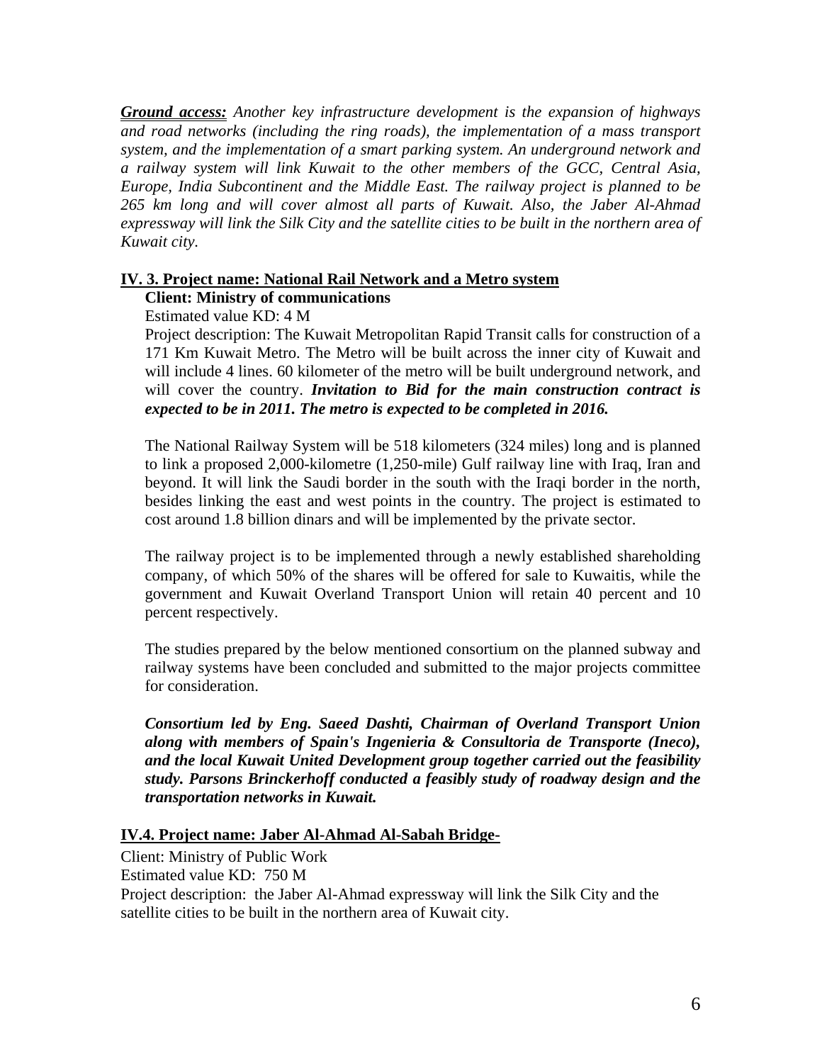***Ground access:*** *Another key infrastructure development is the expansion of highways and road networks (including the ring roads), the implementation of a mass transport system, and the implementation of a smart parking system. An underground network and a railway system will link Kuwait to the other members of the GCC, Central Asia, Europe, India Subcontinent and the Middle East. The railway project is planned to be 265 km long and will cover almost all parts of Kuwait. Also, the Jaber Al-Ahmad expressway will link the Silk City and the satellite cities to be built in the northern area of Kuwait city.*

### IV. 3. Project name: National Rail Network and a Metro system

**Client: Ministry of communications**

Estimated value KD: 4 M

Project description: The Kuwait Metropolitan Rapid Transit calls for construction of a 171 Km Kuwait Metro. The Metro will be built across the inner city of Kuwait and will include 4 lines. 60 kilometer of the metro will be built underground network, and will cover the country. ***Invitation to Bid for the main construction contract is expected to be in 2011. The metro is expected to be completed in 2016.***

The National Railway System will be 518 kilometers (324 miles) long and is planned to link a proposed 2,000-kilometre (1,250-mile) Gulf railway line with Iraq, Iran and beyond. It will link the Saudi border in the south with the Iraqi border in the north, besides linking the east and west points in the country. The project is estimated to cost around 1.8 billion dinars and will be implemented by the private sector.

The railway project is to be implemented through a newly established shareholding company, of which 50% of the shares will be offered for sale to Kuwaitis, while the government and Kuwait Overland Transport Union will retain 40 percent and 10 percent respectively.

The studies prepared by the below mentioned consortium on the planned subway and railway systems have been concluded and submitted to the major projects committee for consideration.

***Consortium led by Eng. Saeed Dashti, Chairman of Overland Transport Union along with members of Spain's Ingenieria & Consultoria de Transporte (Ineco), and the local Kuwait United Development group together carried out the feasibility study. Parsons Brinckerhoff conducted a feasibly study of roadway design and the transportation networks in Kuwait.***

### IV.4. Project name: Jaber Al-Ahmad Al-Sabah Bridge-

Client: Ministry of Public Work

Estimated value KD: 750 M

Project description: the Jaber Al-Ahmad expressway will link the Silk City and the satellite cities to be built in the northern area of Kuwait city.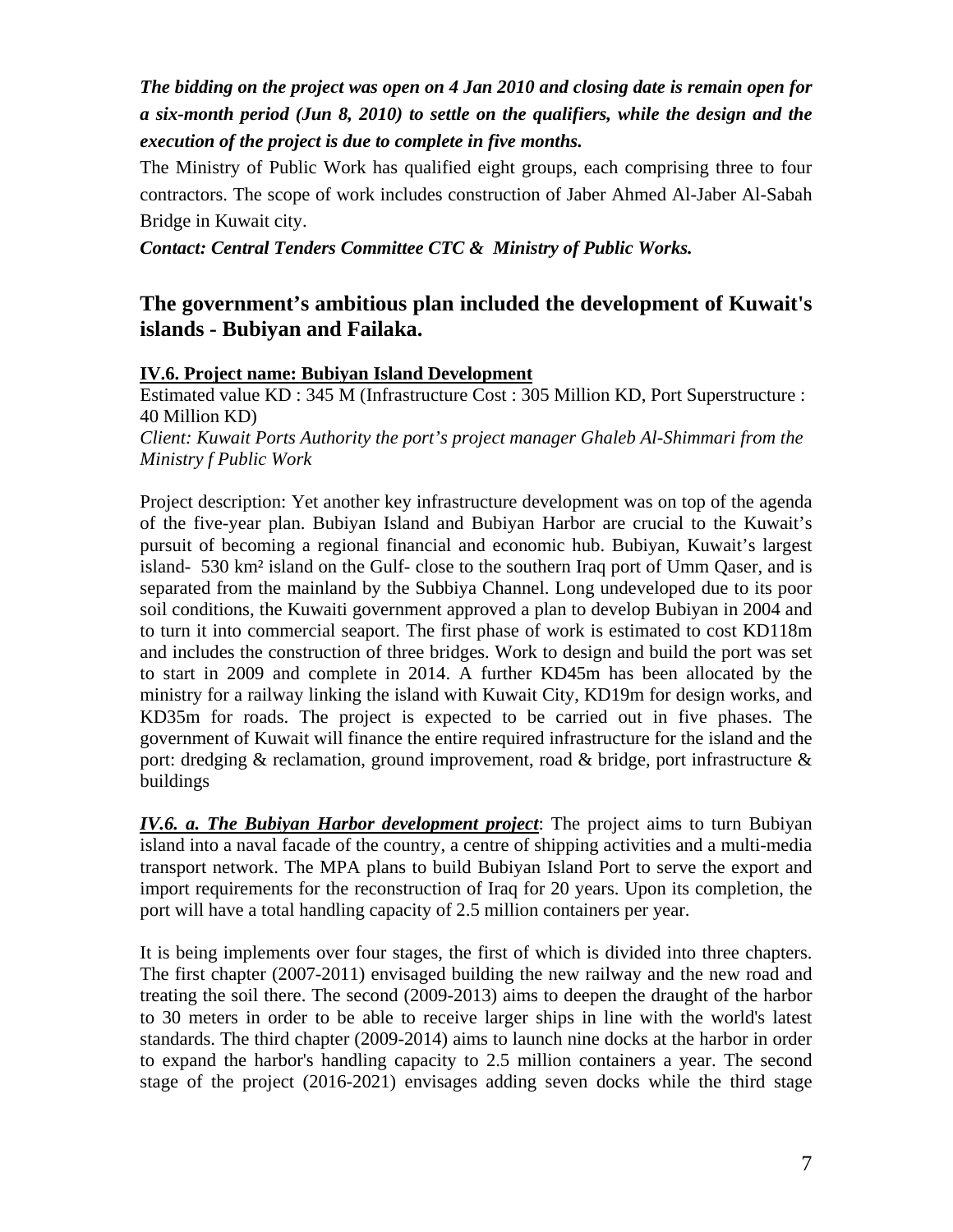***The bidding on the project was open on 4 Jan 2010 and closing date is remain open for a six-month period (Jun 8, 2010) to settle on the qualifiers, while the design and the execution of the project is due to complete in five months.***

The Ministry of Public Work has qualified eight groups, each comprising three to four contractors. The scope of work includes construction of Jaber Ahmed Al-Jaber Al-Sabah Bridge in Kuwait city.

***Contact: Central Tenders Committee CTC & Ministry of Public Works.***

## The government's ambitious plan included the development of Kuwait's islands - Bubiyan and Failaka.

**IV.6. Project name: Bubiyan Island Development**

Estimated value KD : 345 M (Infrastructure Cost : 305 Million KD, Port Superstructure : 40 Million KD)

*Client: Kuwait Ports Authority the port's project manager Ghaleb Al-Shimmari from the Ministry f Public Work*

Project description: Yet another key infrastructure development was on top of the agenda of the five-year plan. Bubiyan Island and Bubiyan Harbor are crucial to the Kuwait's pursuit of becoming a regional financial and economic hub. Bubiyan, Kuwait's largest island- 530 km² island on the Gulf- close to the southern Iraq port of Umm Qaser, and is separated from the mainland by the Subbiya Channel. Long undeveloped due to its poor soil conditions, the Kuwaiti government approved a plan to develop Bubiyan in 2004 and to turn it into commercial seaport. The first phase of work is estimated to cost KD118m and includes the construction of three bridges. Work to design and build the port was set to start in 2009 and complete in 2014. A further KD45m has been allocated by the ministry for a railway linking the island with Kuwait City, KD19m for design works, and KD35m for roads. The project is expected to be carried out in five phases. The government of Kuwait will finance the entire required infrastructure for the island and the port: dredging & reclamation, ground improvement, road & bridge, port infrastructure & buildings

***IV.6. a. The Bubiyan Harbor development project***: The project aims to turn Bubiyan island into a naval facade of the country, a centre of shipping activities and a multi-media transport network. The MPA plans to build Bubiyan Island Port to serve the export and import requirements for the reconstruction of Iraq for 20 years. Upon its completion, the port will have a total handling capacity of 2.5 million containers per year.

It is being implements over four stages, the first of which is divided into three chapters. The first chapter (2007-2011) envisaged building the new railway and the new road and treating the soil there. The second (2009-2013) aims to deepen the draught of the harbor to 30 meters in order to be able to receive larger ships in line with the world's latest standards. The third chapter (2009-2014) aims to launch nine docks at the harbor in order to expand the harbor's handling capacity to 2.5 million containers a year. The second stage of the project (2016-2021) envisages adding seven docks while the third stage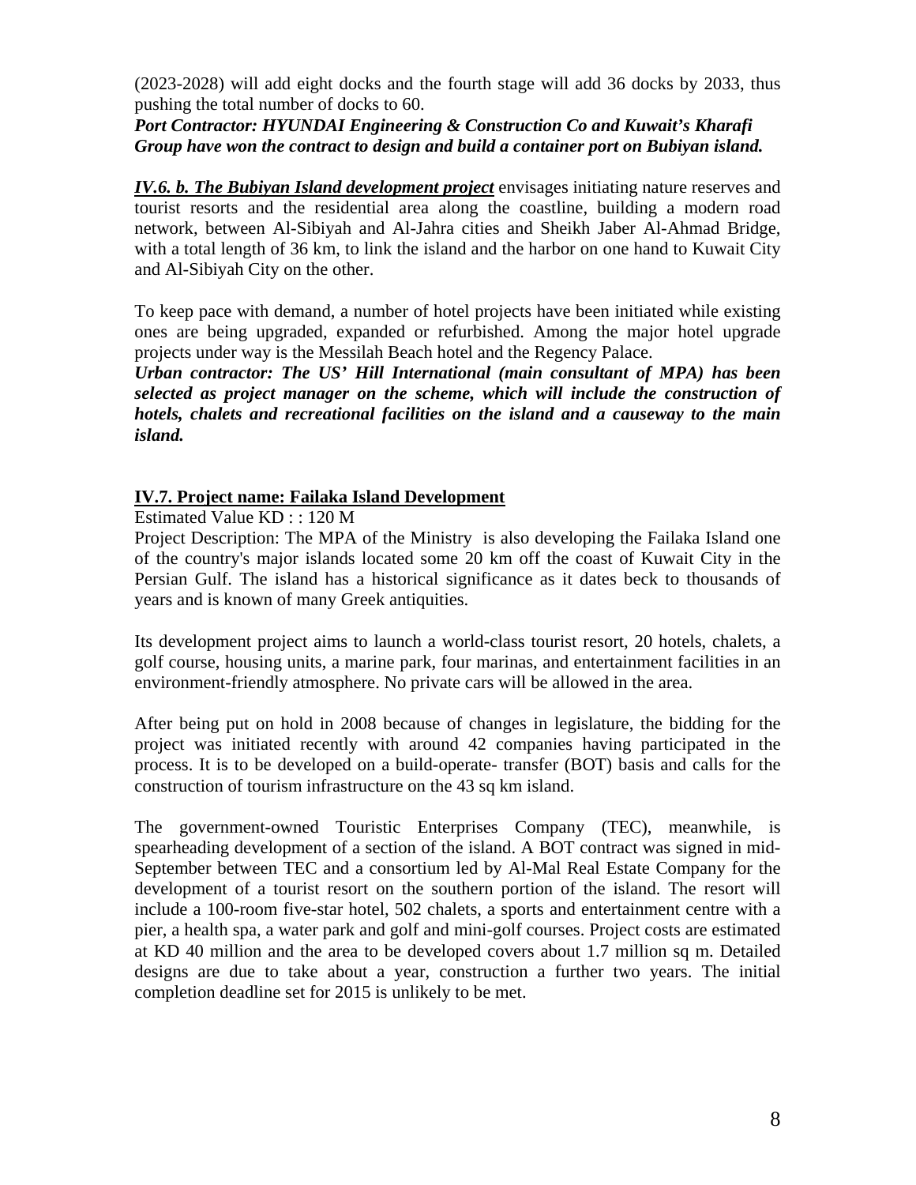(2023-2028) will add eight docks and the fourth stage will add 36 docks by 2033, thus pushing the total number of docks to 60.

***Port Contractor: HYUNDAI Engineering & Construction Co and Kuwait's Kharafi Group have won the contract to design and build a container port on Bubiyan island.***

***IV.6. b. The Bubiyan Island development project*** envisages initiating nature reserves and tourist resorts and the residential area along the coastline, building a modern road network, between Al-Sibiyah and Al-Jahra cities and Sheikh Jaber Al-Ahmad Bridge, with a total length of 36 km, to link the island and the harbor on one hand to Kuwait City and Al-Sibiyah City on the other.

To keep pace with demand, a number of hotel projects have been initiated while existing ones are being upgraded, expanded or refurbished. Among the major hotel upgrade projects under way is the Messilah Beach hotel and the Regency Palace.

***Urban contractor: The US' Hill International (main consultant of MPA) has been selected as project manager on the scheme, which will include the construction of hotels, chalets and recreational facilities on the island and a causeway to the main island.***

## IV.7. Project name: Failaka Island Development

Estimated Value KD : : 120 M

Project Description: The MPA of the Ministry is also developing the Failaka Island one of the country's major islands located some 20 km off the coast of Kuwait City in the Persian Gulf. The island has a historical significance as it dates beck to thousands of years and is known of many Greek antiquities.

Its development project aims to launch a world-class tourist resort, 20 hotels, chalets, a golf course, housing units, a marine park, four marinas, and entertainment facilities in an environment-friendly atmosphere. No private cars will be allowed in the area.

After being put on hold in 2008 because of changes in legislature, the bidding for the project was initiated recently with around 42 companies having participated in the process. It is to be developed on a build-operate- transfer (BOT) basis and calls for the construction of tourism infrastructure on the 43 sq km island.

The government-owned Touristic Enterprises Company (TEC), meanwhile, is spearheading development of a section of the island. A BOT contract was signed in mid-September between TEC and a consortium led by Al-Mal Real Estate Company for the development of a tourist resort on the southern portion of the island. The resort will include a 100-room five-star hotel, 502 chalets, a sports and entertainment centre with a pier, a health spa, a water park and golf and mini-golf courses. Project costs are estimated at KD 40 million and the area to be developed covers about 1.7 million sq m. Detailed designs are due to take about a year, construction a further two years. The initial completion deadline set for 2015 is unlikely to be met.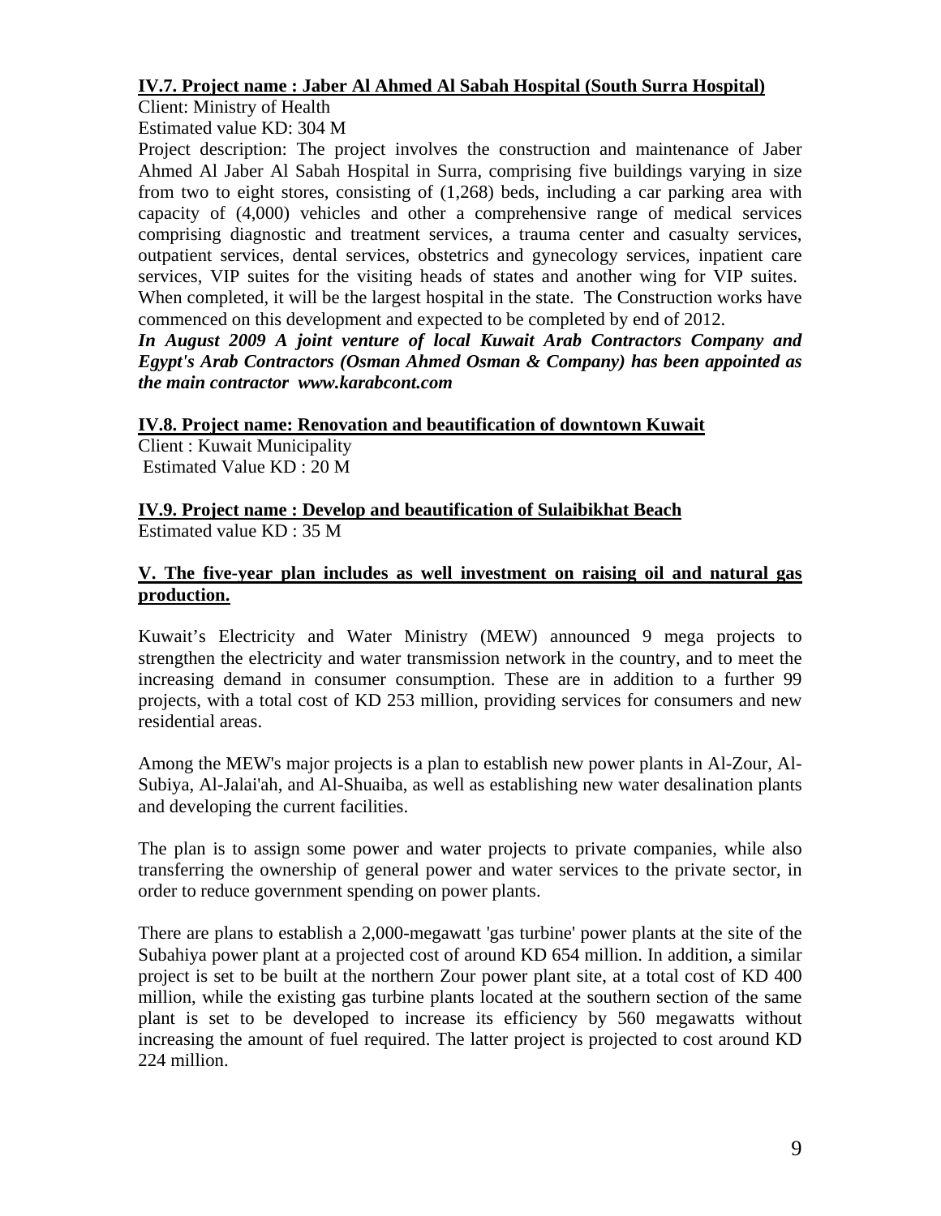**IV.7. Project name : Jaber Al Ahmed Al Sabah Hospital (South Surra Hospital)**

Client: Ministry of Health

Estimated value KD: 304 M

Project description: The project involves the construction and maintenance of Jaber Ahmed Al Jaber Al Sabah Hospital in Surra, comprising five buildings varying in size from two to eight stores, consisting of (1,268) beds, including a car parking area with capacity of (4,000) vehicles and other a comprehensive range of medical services comprising diagnostic and treatment services, a trauma center and casualty services, outpatient services, dental services, obstetrics and gynecology services, inpatient care services, VIP suites for the visiting heads of states and another wing for VIP suites. When completed, it will be the largest hospital in the state. The Construction works have commenced on this development and expected to be completed by end of 2012.

***In August 2009 A joint venture of local Kuwait Arab Contractors Company and Egypt's Arab Contractors (Osman Ahmed Osman & Company) has been appointed as the main contractor www.karabcont.com***

**IV.8. Project name: Renovation and beautification of downtown Kuwait**

Client : Kuwait Municipality

Estimated Value KD : 20 M

**IV.9. Project name : Develop and beautification of Sulaibikhat Beach**

Estimated value KD : 35 M

**V. The five-year plan includes as well investment on raising oil and natural gas production.**

Kuwait's Electricity and Water Ministry (MEW) announced 9 mega projects to strengthen the electricity and water transmission network in the country, and to meet the increasing demand in consumer consumption. These are in addition to a further 99 projects, with a total cost of KD 253 million, providing services for consumers and new residential areas.

Among the MEW's major projects is a plan to establish new power plants in Al-Zour, Al-Subiya, Al-Jalai'ah, and Al-Shuaiba, as well as establishing new water desalination plants and developing the current facilities.

The plan is to assign some power and water projects to private companies, while also transferring the ownership of general power and water services to the private sector, in order to reduce government spending on power plants.

There are plans to establish a 2,000-megawatt 'gas turbine' power plants at the site of the Subahiya power plant at a projected cost of around KD 654 million. In addition, a similar project is set to be built at the northern Zour power plant site, at a total cost of KD 400 million, while the existing gas turbine plants located at the southern section of the same plant is set to be developed to increase its efficiency by 560 megawatts without increasing the amount of fuel required. The latter project is projected to cost around KD 224 million.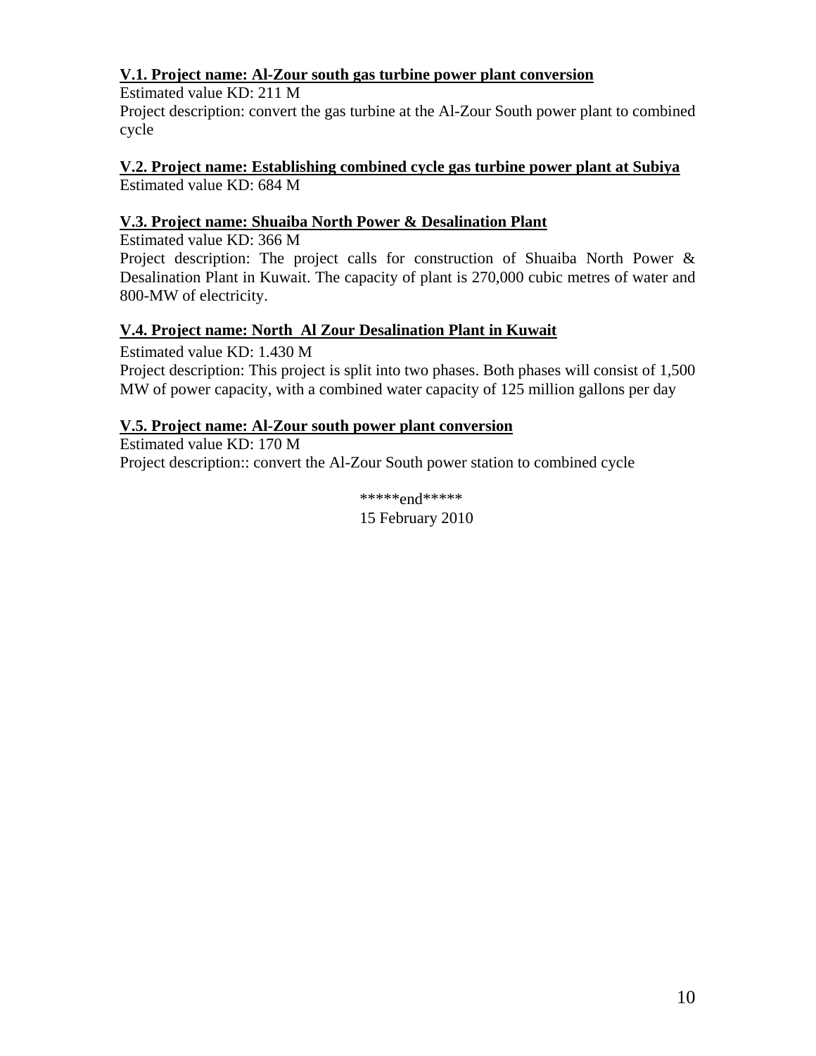**V.1. Project name: Al-Zour south gas turbine power plant conversion**

Estimated value KD: 211 M

Project description: convert the gas turbine at the Al-Zour South power plant to combined cycle

**V.2. Project name: Establishing combined cycle gas turbine power plant at Subiya**

Estimated value KD: 684 M

**V.3. Project name: Shuaiba North Power & Desalination Plant**

Estimated value KD: 366 M

Project description: The project calls for construction of Shuaiba North Power & Desalination Plant in Kuwait. The capacity of plant is 270,000 cubic metres of water and 800-MW of electricity.

**V.4. Project name: North Al Zour Desalination Plant in Kuwait**

Estimated value KD: 1.430 M

Project description: This project is split into two phases. Both phases will consist of 1,500 MW of power capacity, with a combined water capacity of 125 million gallons per day

**V.5. Project name: Al-Zour south power plant conversion**

Estimated value KD: 170 M

Project description:: convert the Al-Zour South power station to combined cycle

*****end*****

15 February 2010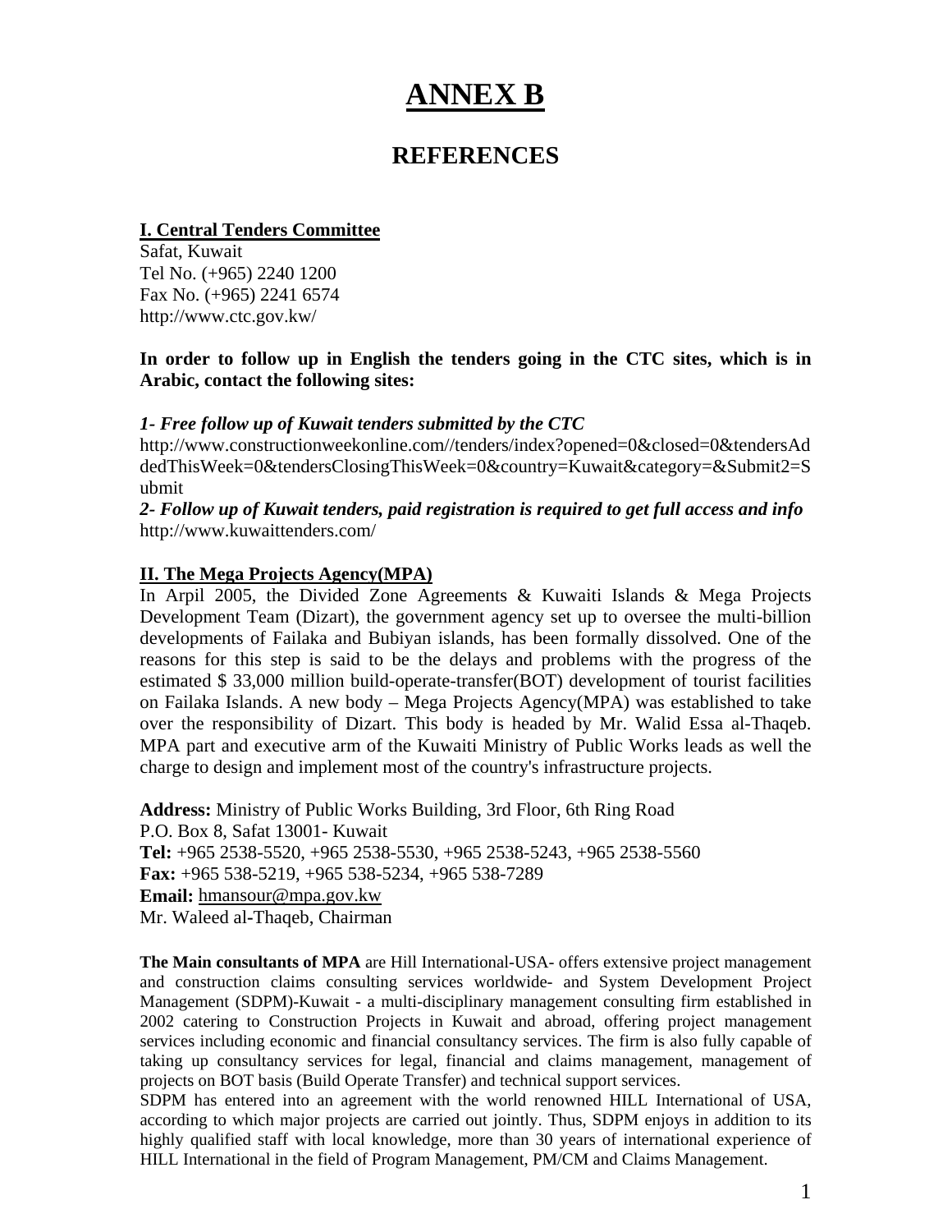# ANNEX B

## REFERENCES

**I. Central Tenders Committee**

Safat, Kuwait
Tel No. (+965) 2240 1200
Fax No. (+965) 2241 6574
http://www.ctc.gov.kw/

**In order to follow up in English the tenders going in the CTC sites, which is in Arabic, contact the following sites:**

***1- Free follow up of Kuwait tenders submitted by the CTC***
http://www.constructionweekonline.com//tenders/index?opened=0&closed=0&tendersAddedThisWeek=0&tendersClosingThisWeek=0&country=Kuwait&category=&Submit2=Submit

***2- Follow up of Kuwait tenders, paid registration is required to get full access and info***
http://www.kuwaittenders.com/

**II. The Mega Projects Agency(MPA)**

In Arpil 2005, the Divided Zone Agreements & Kuwaiti Islands & Mega Projects Development Team (Dizart), the government agency set up to oversee the multi-billion developments of Failaka and Bubiyan islands, has been formally dissolved. One of the reasons for this step is said to be the delays and problems with the progress of the estimated $ 33,000 million build-operate-transfer(BOT) development of tourist facilities on Failaka Islands. A new body – Mega Projects Agency(MPA) was established to take over the responsibility of Dizart. This body is headed by Mr. Walid Essa al-Thaqeb. MPA part and executive arm of the Kuwaiti Ministry of Public Works leads as well the charge to design and implement most of the country's infrastructure projects.

**Address:** Ministry of Public Works Building, 3rd Floor, 6th Ring Road
P.O. Box 8, Safat 13001- Kuwait
**Tel:** +965 2538-5520, +965 2538-5530, +965 2538-5243, +965 2538-5560
**Fax:** +965 538-5219, +965 538-5234, +965 538-7289
**Email:** hmansour@mpa.gov.kw
Mr. Waleed al-Thaqeb, Chairman

**The Main consultants of MPA** are Hill International-USA- offers extensive project management and construction claims consulting services worldwide- and System Development Project Management (SDPM)-Kuwait - a multi-disciplinary management consulting firm established in 2002 catering to Construction Projects in Kuwait and abroad, offering project management services including economic and financial consultancy services. The firm is also fully capable of taking up consultancy services for legal, financial and claims management, management of projects on BOT basis (Build Operate Transfer) and technical support services.

SDPM has entered into an agreement with the world renowned HILL International of USA, according to which major projects are carried out jointly. Thus, SDPM enjoys in addition to its highly qualified staff with local knowledge, more than 30 years of international experience of HILL International in the field of Program Management, PM/CM and Claims Management.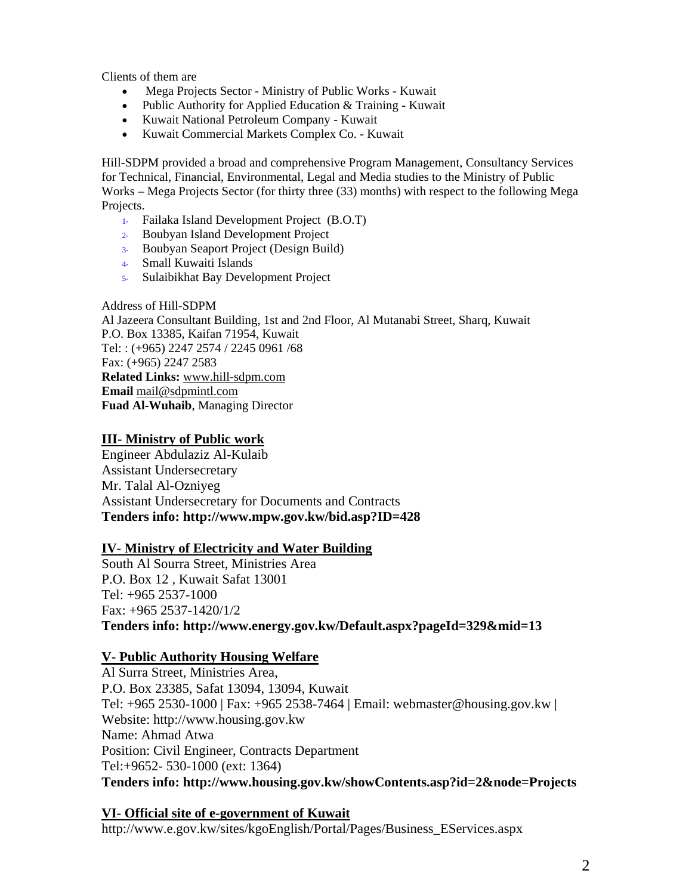Clients of them are

- Mega Projects Sector - Ministry of Public Works - Kuwait
- Public Authority for Applied Education & Training - Kuwait
- Kuwait National Petroleum Company - Kuwait
- Kuwait Commercial Markets Complex Co. - Kuwait

Hill-SDPM provided a broad and comprehensive Program Management, Consultancy Services for Technical, Financial, Environmental, Legal and Media studies to the Ministry of Public Works – Mega Projects Sector (for thirty three (33) months) with respect to the following Mega Projects.

1- Failaka Island Development Project (B.O.T)
2- Boubyan Island Development Project
3- Boubyan Seaport Project (Design Build)
4- Small Kuwaiti Islands
5- Sulaibikhat Bay Development Project

Address of Hill-SDPM
Al Jazeera Consultant Building, 1st and 2nd Floor, Al Mutanabi Street, Sharq, Kuwait
P.O. Box 13385, Kaifan 71954, Kuwait
Tel: : (+965) 2247 2574 / 2245 0961 /68
Fax: (+965) 2247 2583
**Related Links:** www.hill-sdpm.com
**Email** mail@sdpmintl.com
**Fuad Al-Wuhaib**, Managing Director

## III- Ministry of Public work

Engineer Abdulaziz Al-Kulaib
Assistant Undersecretary
Mr. Talal Al-Ozniyeg
Assistant Undersecretary for Documents and Contracts
**Tenders info: http://www.mpw.gov.kw/bid.asp?ID=428**

## IV- Ministry of Electricity and Water Building

South Al Sourra Street, Ministries Area
P.O. Box 12 , Kuwait Safat 13001
Tel: +965 2537-1000
Fax: +965 2537-1420/1/2
**Tenders info: http://www.energy.gov.kw/Default.aspx?pageId=329&mid=13**

## V- Public Authority Housing Welfare

Al Surra Street, Ministries Area,
P.O. Box 23385, Safat 13094, 13094, Kuwait
Tel: +965 2530-1000 | Fax: +965 2538-7464 | Email: webmaster@housing.gov.kw |
Website: http://www.housing.gov.kw
Name: Ahmad Atwa
Position: Civil Engineer, Contracts Department
Tel:+9652- 530-1000 (ext: 1364)
**Tenders info: http://www.housing.gov.kw/showContents.asp?id=2&node=Projects**

## VI- Official site of e-government of Kuwait

http://www.e.gov.kw/sites/kgoEnglish/Portal/Pages/Business_EServices.aspx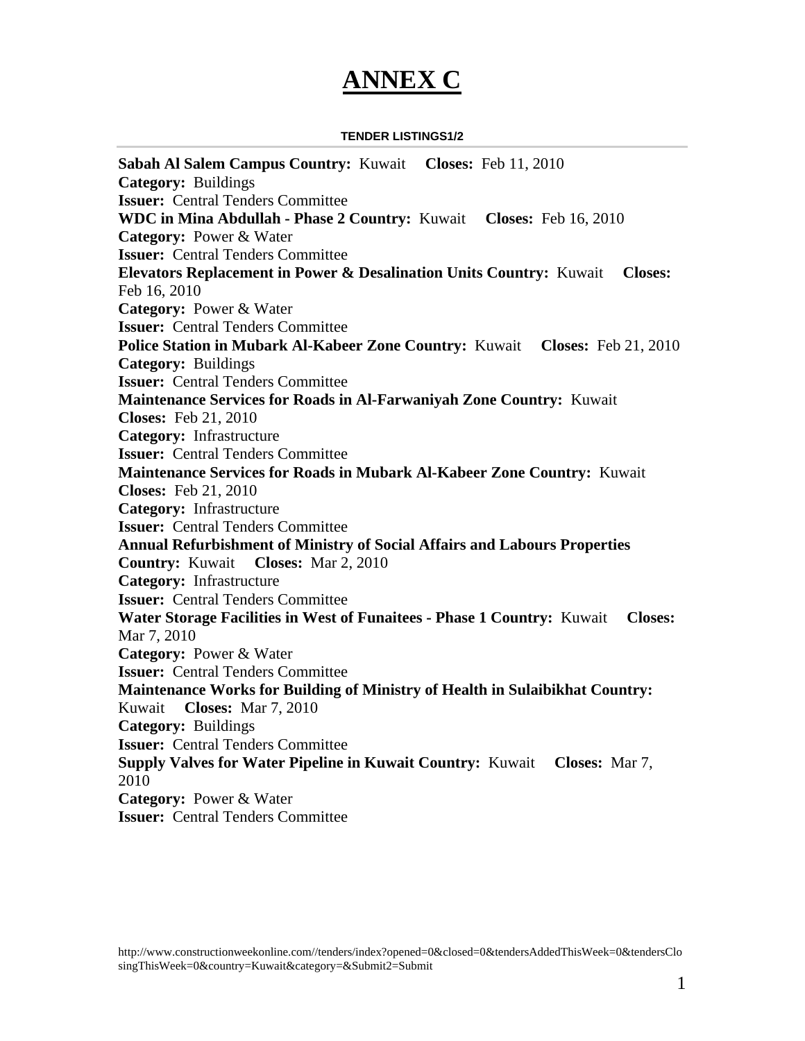# ANNEX C

**TENDER LISTINGS1/2**

**Sabah Al Salem Campus Country:** Kuwait **Closes:** Feb 11, 2010
**Category:** Buildings
**Issuer:** Central Tenders Committee
**WDC in Mina Abdullah - Phase 2 Country:** Kuwait **Closes:** Feb 16, 2010
**Category:** Power & Water
**Issuer:** Central Tenders Committee
**Elevators Replacement in Power & Desalination Units Country:** Kuwait **Closes:** Feb 16, 2010
**Category:** Power & Water
**Issuer:** Central Tenders Committee
**Police Station in Mubark Al-Kabeer Zone Country:** Kuwait **Closes:** Feb 21, 2010
**Category:** Buildings
**Issuer:** Central Tenders Committee
**Maintenance Services for Roads in Al-Farwaniyah Zone Country:** Kuwait
**Closes:** Feb 21, 2010
**Category:** Infrastructure
**Issuer:** Central Tenders Committee
**Maintenance Services for Roads in Mubark Al-Kabeer Zone Country:** Kuwait
**Closes:** Feb 21, 2010
**Category:** Infrastructure
**Issuer:** Central Tenders Committee
**Annual Refurbishment of Ministry of Social Affairs and Labours Properties**
**Country:** Kuwait **Closes:** Mar 2, 2010
**Category:** Infrastructure
**Issuer:** Central Tenders Committee
**Water Storage Facilities in West of Funaitees - Phase 1 Country:** Kuwait **Closes:** Mar 7, 2010
**Category:** Power & Water
**Issuer:** Central Tenders Committee
**Maintenance Works for Building of Ministry of Health in Sulaibikhat Country:** Kuwait **Closes:** Mar 7, 2010
**Category:** Buildings
**Issuer:** Central Tenders Committee
**Supply Valves for Water Pipeline in Kuwait Country:** Kuwait **Closes:** Mar 7, 2010
**Category:** Power & Water
**Issuer:** Central Tenders Committee

http://www.constructionweekonline.com//tenders/index?opened=0&closed=0&tendersAddedThisWeek=0&tendersClosingThisWeek=0&country=Kuwait&category=&Submit2=Submit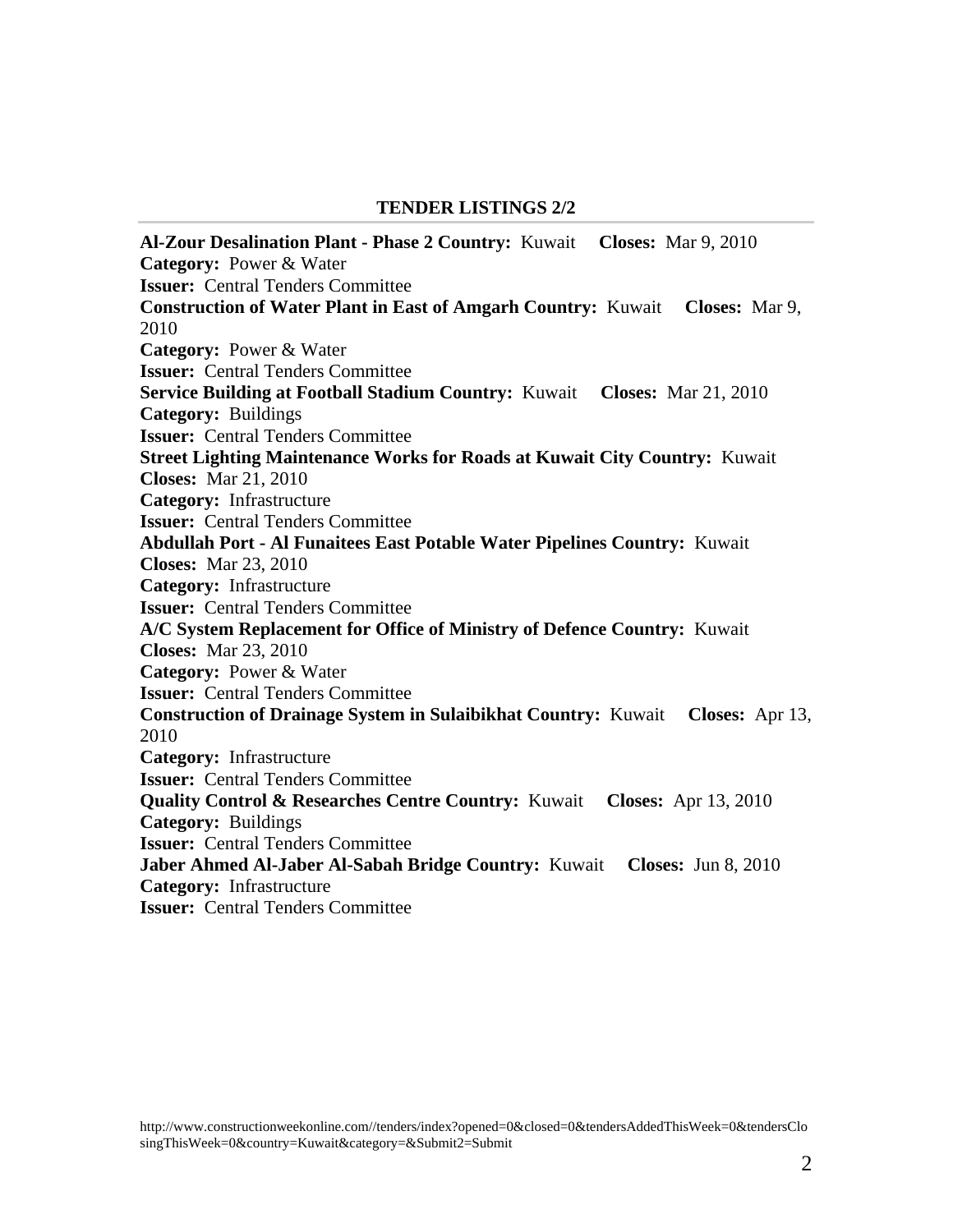**TENDER LISTINGS 2/2**

---

**Al-Zour Desalination Plant - Phase 2 Country:** Kuwait **Closes:** Mar 9, 2010
**Category:** Power & Water
**Issuer:** Central Tenders Committee
**Construction of Water Plant in East of Amgarh Country:** Kuwait **Closes:** Mar 9, 2010
**Category:** Power & Water
**Issuer:** Central Tenders Committee
**Service Building at Football Stadium Country:** Kuwait **Closes:** Mar 21, 2010
**Category:** Buildings
**Issuer:** Central Tenders Committee
**Street Lighting Maintenance Works for Roads at Kuwait City Country:** Kuwait
**Closes:** Mar 21, 2010
**Category:** Infrastructure
**Issuer:** Central Tenders Committee
**Abdullah Port - Al Funaitees East Potable Water Pipelines Country:** Kuwait
**Closes:** Mar 23, 2010
**Category:** Infrastructure
**Issuer:** Central Tenders Committee
**A/C System Replacement for Office of Ministry of Defence Country:** Kuwait
**Closes:** Mar 23, 2010
**Category:** Power & Water
**Issuer:** Central Tenders Committee
**Construction of Drainage System in Sulaibikhat Country:** Kuwait **Closes:** Apr 13, 2010
**Category:** Infrastructure
**Issuer:** Central Tenders Committee
**Quality Control & Researches Centre Country:** Kuwait **Closes:** Apr 13, 2010
**Category:** Buildings
**Issuer:** Central Tenders Committee
**Jaber Ahmed Al-Jaber Al-Sabah Bridge Country:** Kuwait **Closes:** Jun 8, 2010
**Category:** Infrastructure
**Issuer:** Central Tenders Committee

http://www.constructionweekonline.com//tenders/index?opened=0&closed=0&tendersAddedThisWeek=0&tendersClosingThisWeek=0&country=Kuwait&category=&Submit2=Submit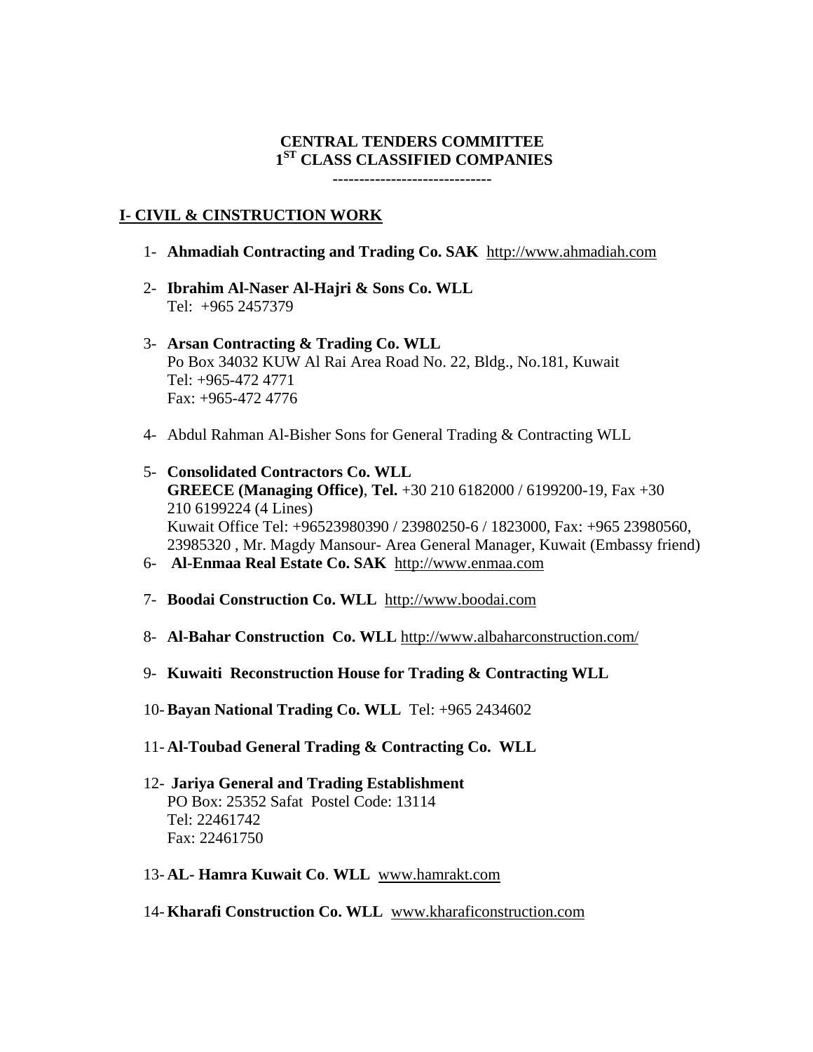**CENTRAL TENDERS COMMITTEE**
**1ST CLASS CLASSIFIED COMPANIES**
------------------------------

## I- CIVIL & CINSTRUCTION WORK

1- **Ahmadiah Contracting and Trading Co. SAK** http://www.ahmadiah.com

2- **Ibrahim Al-Naser Al-Hajri & Sons Co. WLL**
Tel: +965 2457379

3- **Arsan Contracting & Trading Co. WLL**
Po Box 34032 KUW Al Rai Area Road No. 22, Bldg., No.181, Kuwait
Tel: +965-472 4771
Fax: +965-472 4776

4- Abdul Rahman Al-Bisher Sons for General Trading & Contracting WLL

5- **Consolidated Contractors Co. WLL**
**GREECE (Managing Office)**, **Tel.** +30 210 6182000 / 6199200-19, Fax +30 210 6199224 (4 Lines)
Kuwait Office Tel: +96523980390 / 23980250-6 / 1823000, Fax: +965 23980560, 23985320 , Mr. Magdy Mansour- Area General Manager, Kuwait (Embassy friend)

6- **Al-Enmaa Real Estate Co. SAK** http://www.enmaa.com

7- **Boodai Construction Co. WLL** http://www.boodai.com

8- **Al-Bahar Construction Co. WLL** http://www.albaharconstruction.com/

9- **Kuwaiti Reconstruction House for Trading & Contracting WLL**

10- **Bayan National Trading Co. WLL** Tel: +965 2434602

11- **Al-Toubad General Trading & Contracting Co. WLL**

12- **Jariya General and Trading Establishment**
PO Box: 25352 Safat Postel Code: 13114
Tel: 22461742
Fax: 22461750

13- **AL- Hamra Kuwait Co**. **WLL** www.hamrakt.com

14- **Kharafi Construction Co. WLL** www.kharaficonstruction.com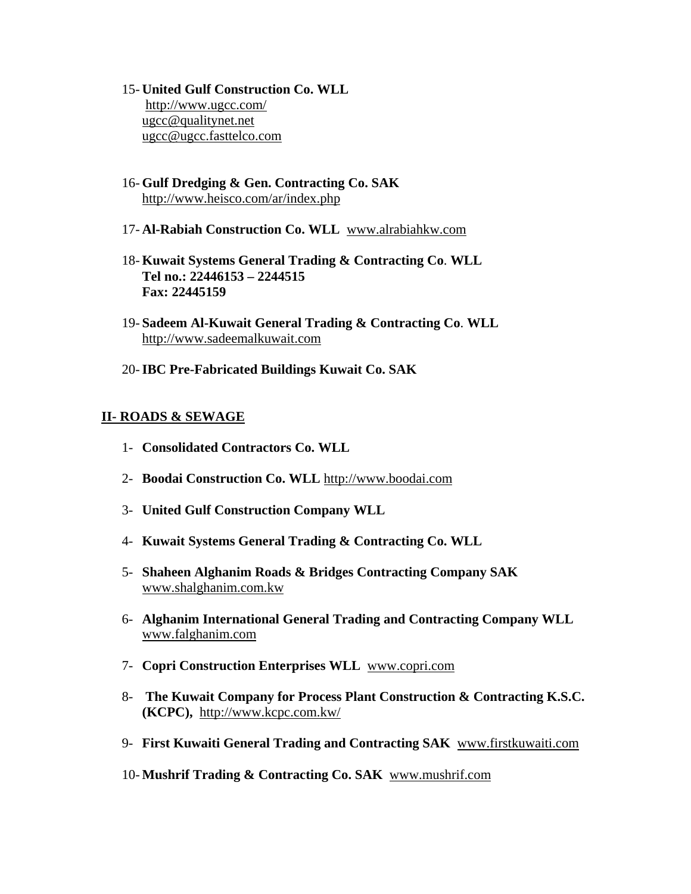15- **United Gulf Construction Co. WLL**
    http://www.ugcc.com/
    ugcc@qualitynet.net
    ugcc@ugcc.fasttelco.com

16- **Gulf Dredging & Gen. Contracting Co. SAK**
    http://www.heisco.com/ar/index.php

17- **Al-Rabiah Construction Co. WLL** www.alrabiahkw.com

18- **Kuwait Systems General Trading & Contracting Co. WLL**
    **Tel no.: 22446153 – 2244515**
    **Fax: 22445159**

19- **Sadeem Al-Kuwait General Trading & Contracting Co. WLL**
    http://www.sadeemalkuwait.com

20- **IBC Pre-Fabricated Buildings Kuwait Co. SAK**

## II- ROADS & SEWAGE

1- **Consolidated Contractors Co. WLL**

2- **Boodai Construction Co. WLL** http://www.boodai.com

3- **United Gulf Construction Company WLL**

4- **Kuwait Systems General Trading & Contracting Co. WLL**

5- **Shaheen Alghanim Roads & Bridges Contracting Company SAK**
   www.shalghanim.com.kw

6- **Alghanim International General Trading and Contracting Company WLL**
   www.falghanim.com

7- **Copri Construction Enterprises WLL** www.copri.com

8- **The Kuwait Company for Process Plant Construction & Contracting K.S.C. (KCPC),** http://www.kcpc.com.kw/

9- **First Kuwaiti General Trading and Contracting SAK** www.firstkuwaiti.com

10- **Mushrif Trading & Contracting Co. SAK** www.mushrif.com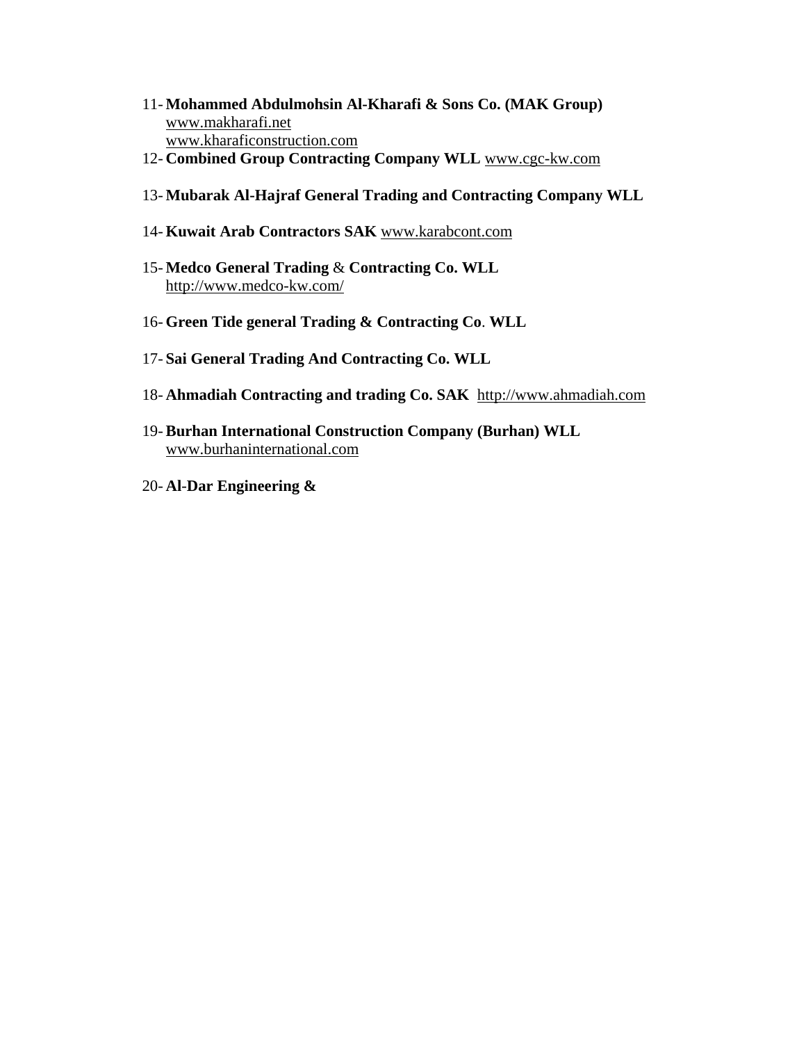11- **Mohammed Abdulmohsin Al-Kharafi & Sons Co. (MAK Group)**
    www.makharafi.net
    www.kharaficonstruction.com
12- **Combined Group Contracting Company WLL** www.cgc-kw.com

13- **Mubarak Al-Hajraf General Trading and Contracting Company WLL**

14- **Kuwait Arab Contractors SAK** www.karabcont.com

15- **Medco General Trading** & **Contracting Co. WLL**
    http://www.medco-kw.com/

16- **Green Tide general Trading & Contracting Co**. **WLL**

17- **Sai General Trading And Contracting Co. WLL**

18- **Ahmadiah Contracting and trading Co. SAK** http://www.ahmadiah.com

19- **Burhan International Construction Company (Burhan) WLL**
    www.burhaninternational.com

20- **Al-Dar Engineering &**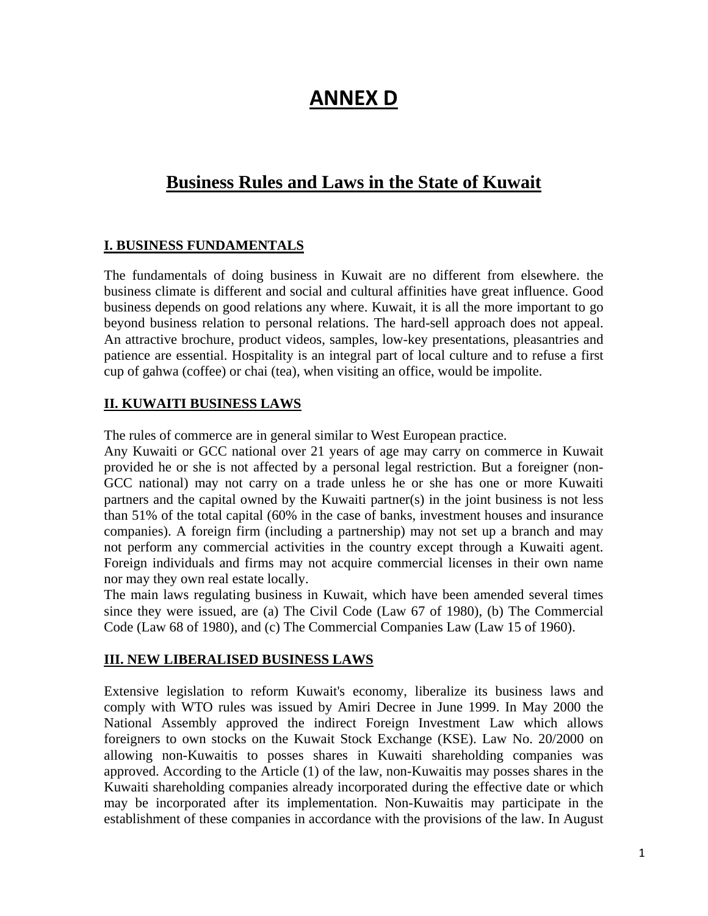# ANNEX D

## Business Rules and Laws in the State of Kuwait

### I. BUSINESS FUNDAMENTALS

The fundamentals of doing business in Kuwait are no different from elsewhere. the business climate is different and social and cultural affinities have great influence. Good business depends on good relations any where. Kuwait, it is all the more important to go beyond business relation to personal relations. The hard-sell approach does not appeal. An attractive brochure, product videos, samples, low-key presentations, pleasantries and patience are essential. Hospitality is an integral part of local culture and to refuse a first cup of gahwa (coffee) or chai (tea), when visiting an office, would be impolite.

### II. KUWAITI BUSINESS LAWS

The rules of commerce are in general similar to West European practice.

Any Kuwaiti or GCC national over 21 years of age may carry on commerce in Kuwait provided he or she is not affected by a personal legal restriction. But a foreigner (non-GCC national) may not carry on a trade unless he or she has one or more Kuwaiti partners and the capital owned by the Kuwaiti partner(s) in the joint business is not less than 51% of the total capital (60% in the case of banks, investment houses and insurance companies). A foreign firm (including a partnership) may not set up a branch and may not perform any commercial activities in the country except through a Kuwaiti agent. Foreign individuals and firms may not acquire commercial licenses in their own name nor may they own real estate locally.

The main laws regulating business in Kuwait, which have been amended several times since they were issued, are (a) The Civil Code (Law 67 of 1980), (b) The Commercial Code (Law 68 of 1980), and (c) The Commercial Companies Law (Law 15 of 1960).

### III. NEW LIBERALISED BUSINESS LAWS

Extensive legislation to reform Kuwait's economy, liberalize its business laws and comply with WTO rules was issued by Amiri Decree in June 1999. In May 2000 the National Assembly approved the indirect Foreign Investment Law which allows foreigners to own stocks on the Kuwait Stock Exchange (KSE). Law No. 20/2000 on allowing non-Kuwaitis to posses shares in Kuwaiti shareholding companies was approved. According to the Article (1) of the law, non-Kuwaitis may posses shares in the Kuwaiti shareholding companies already incorporated during the effective date or which may be incorporated after its implementation. Non-Kuwaitis may participate in the establishment of these companies in accordance with the provisions of the law. In August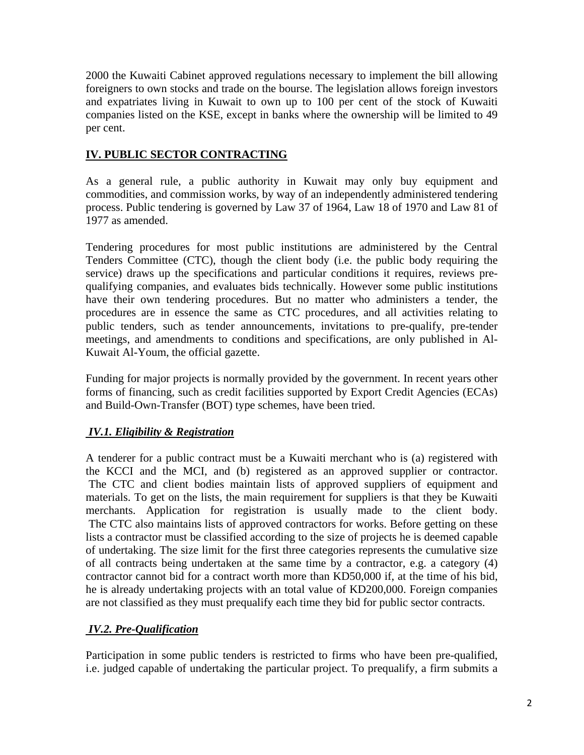2000 the Kuwaiti Cabinet approved regulations necessary to implement the bill allowing foreigners to own stocks and trade on the bourse. The legislation allows foreign investors and expatriates living in Kuwait to own up to 100 per cent of the stock of Kuwaiti companies listed on the KSE, except in banks where the ownership will be limited to 49 per cent.

## IV. PUBLIC SECTOR CONTRACTING

As a general rule, a public authority in Kuwait may only buy equipment and commodities, and commission works, by way of an independently administered tendering process. Public tendering is governed by Law 37 of 1964, Law 18 of 1970 and Law 81 of 1977 as amended.

Tendering procedures for most public institutions are administered by the Central Tenders Committee (CTC), though the client body (i.e. the public body requiring the service) draws up the specifications and particular conditions it requires, reviews pre-qualifying companies, and evaluates bids technically. However some public institutions have their own tendering procedures. But no matter who administers a tender, the procedures are in essence the same as CTC procedures, and all activities relating to public tenders, such as tender announcements, invitations to pre-qualify, pre-tender meetings, and amendments to conditions and specifications, are only published in Al-Kuwait Al-Youm, the official gazette.

Funding for major projects is normally provided by the government. In recent years other forms of financing, such as credit facilities supported by Export Credit Agencies (ECAs) and Build-Own-Transfer (BOT) type schemes, have been tried.

### *IV.1. Eligibility & Registration*

A tenderer for a public contract must be a Kuwaiti merchant who is (a) registered with the KCCI and the MCI, and (b) registered as an approved supplier or contractor. The CTC and client bodies maintain lists of approved suppliers of equipment and materials. To get on the lists, the main requirement for suppliers is that they be Kuwaiti merchants. Application for registration is usually made to the client body. The CTC also maintains lists of approved contractors for works. Before getting on these lists a contractor must be classified according to the size of projects he is deemed capable of undertaking. The size limit for the first three categories represents the cumulative size of all contracts being undertaken at the same time by a contractor, e.g. a category (4) contractor cannot bid for a contract worth more than KD50,000 if, at the time of his bid, he is already undertaking projects with an total value of KD200,000. Foreign companies are not classified as they must prequalify each time they bid for public sector contracts.

### *IV.2. Pre-Qualification*

Participation in some public tenders is restricted to firms who have been pre-qualified, i.e. judged capable of undertaking the particular project. To prequalify, a firm submits a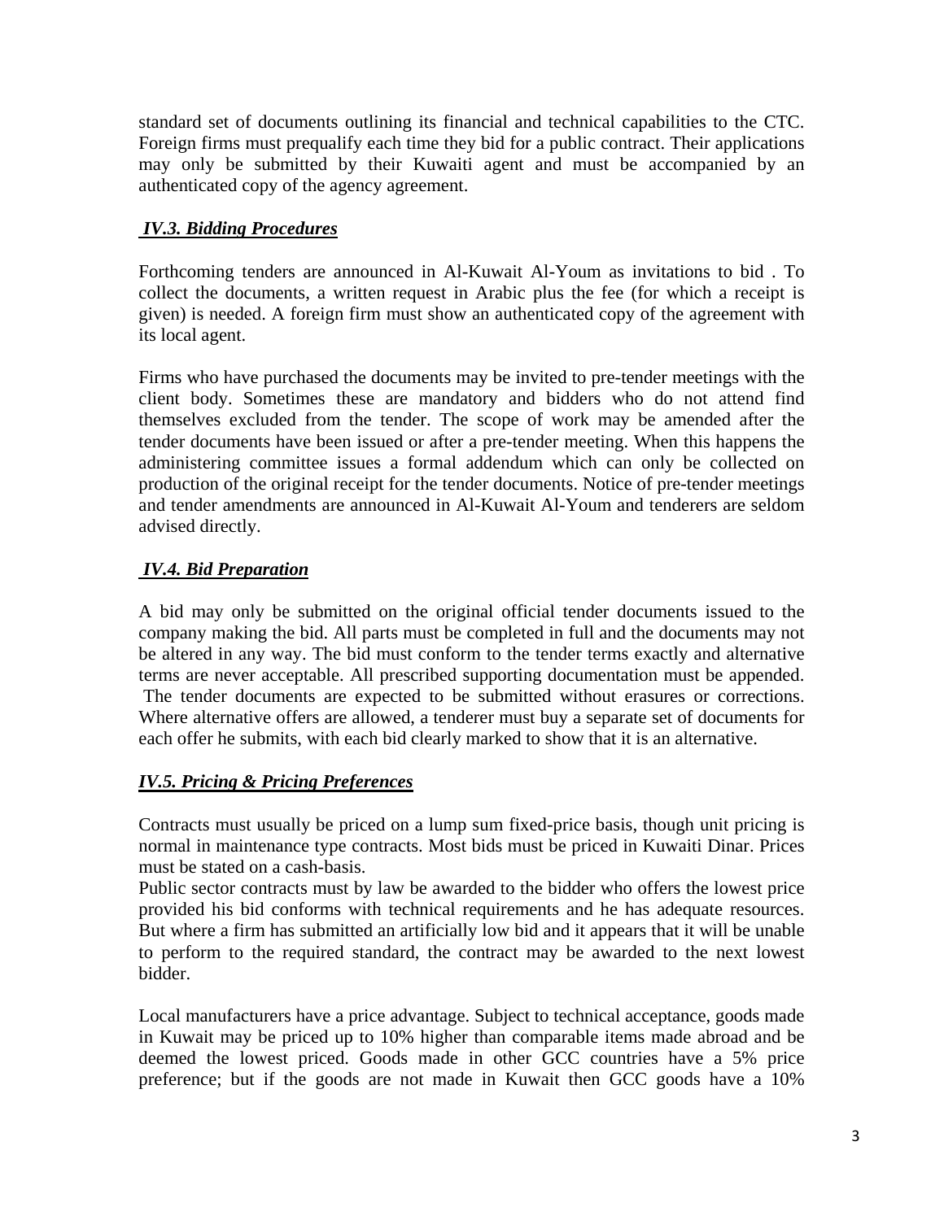standard set of documents outlining its financial and technical capabilities to the CTC. Foreign firms must prequalify each time they bid for a public contract. Their applications may only be submitted by their Kuwaiti agent and must be accompanied by an authenticated copy of the agency agreement.

### ***IV.3. Bidding Procedures***

Forthcoming tenders are announced in Al-Kuwait Al-Youm as invitations to bid . To collect the documents, a written request in Arabic plus the fee (for which a receipt is given) is needed. A foreign firm must show an authenticated copy of the agreement with its local agent.

Firms who have purchased the documents may be invited to pre-tender meetings with the client body. Sometimes these are mandatory and bidders who do not attend find themselves excluded from the tender. The scope of work may be amended after the tender documents have been issued or after a pre-tender meeting. When this happens the administering committee issues a formal addendum which can only be collected on production of the original receipt for the tender documents. Notice of pre-tender meetings and tender amendments are announced in Al-Kuwait Al-Youm and tenderers are seldom advised directly.

### ***IV.4. Bid Preparation***

A bid may only be submitted on the original official tender documents issued to the company making the bid. All parts must be completed in full and the documents may not be altered in any way. The bid must conform to the tender terms exactly and alternative terms are never acceptable. All prescribed supporting documentation must be appended. The tender documents are expected to be submitted without erasures or corrections. Where alternative offers are allowed, a tenderer must buy a separate set of documents for each offer he submits, with each bid clearly marked to show that it is an alternative.

### ***IV.5. Pricing & Pricing Preferences***

Contracts must usually be priced on a lump sum fixed-price basis, though unit pricing is normal in maintenance type contracts. Most bids must be priced in Kuwaiti Dinar. Prices must be stated on a cash-basis.

Public sector contracts must by law be awarded to the bidder who offers the lowest price provided his bid conforms with technical requirements and he has adequate resources. But where a firm has submitted an artificially low bid and it appears that it will be unable to perform to the required standard, the contract may be awarded to the next lowest bidder.

Local manufacturers have a price advantage. Subject to technical acceptance, goods made in Kuwait may be priced up to 10% higher than comparable items made abroad and be deemed the lowest priced. Goods made in other GCC countries have a 5% price preference; but if the goods are not made in Kuwait then GCC goods have a 10%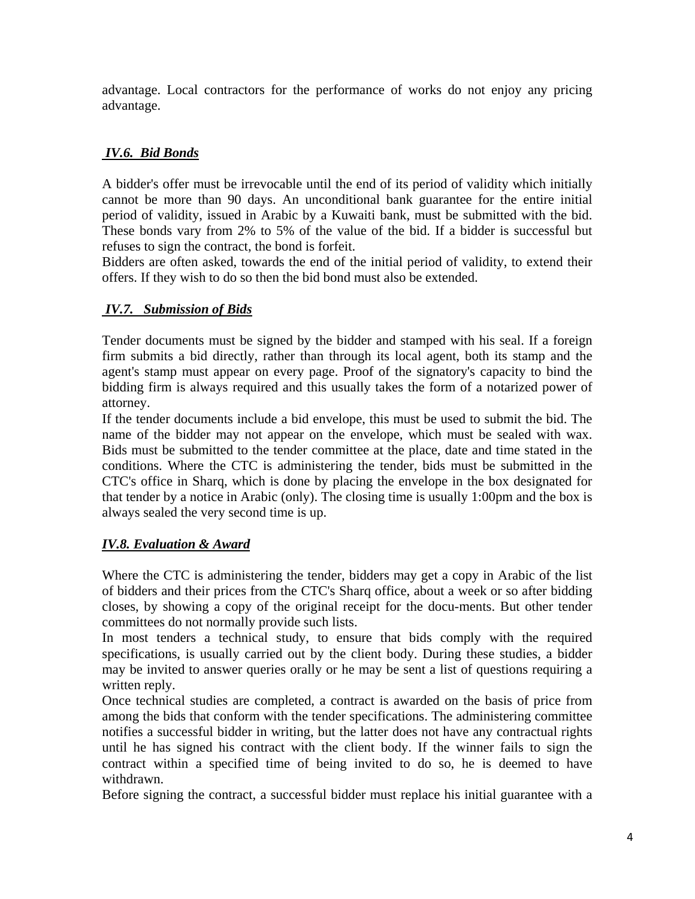advantage. Local contractors for the performance of works do not enjoy any pricing advantage.

### ***IV.6. Bid Bonds***

A bidder's offer must be irrevocable until the end of its period of validity which initially cannot be more than 90 days. An unconditional bank guarantee for the entire initial period of validity, issued in Arabic by a Kuwaiti bank, must be submitted with the bid. These bonds vary from 2% to 5% of the value of the bid. If a bidder is successful but refuses to sign the contract, the bond is forfeit.

Bidders are often asked, towards the end of the initial period of validity, to extend their offers. If they wish to do so then the bid bond must also be extended.

### ***IV.7. Submission of Bids***

Tender documents must be signed by the bidder and stamped with his seal. If a foreign firm submits a bid directly, rather than through its local agent, both its stamp and the agent's stamp must appear on every page. Proof of the signatory's capacity to bind the bidding firm is always required and this usually takes the form of a notarized power of attorney.

If the tender documents include a bid envelope, this must be used to submit the bid. The name of the bidder may not appear on the envelope, which must be sealed with wax. Bids must be submitted to the tender committee at the place, date and time stated in the conditions. Where the CTC is administering the tender, bids must be submitted in the CTC's office in Sharq, which is done by placing the envelope in the box designated for that tender by a notice in Arabic (only). The closing time is usually 1:00pm and the box is always sealed the very second time is up.

### ***IV.8. Evaluation & Award***

Where the CTC is administering the tender, bidders may get a copy in Arabic of the list of bidders and their prices from the CTC's Sharq office, about a week or so after bidding closes, by showing a copy of the original receipt for the docu-ments. But other tender committees do not normally provide such lists.

In most tenders a technical study, to ensure that bids comply with the required specifications, is usually carried out by the client body. During these studies, a bidder may be invited to answer queries orally or he may be sent a list of questions requiring a written reply.

Once technical studies are completed, a contract is awarded on the basis of price from among the bids that conform with the tender specifications. The administering committee notifies a successful bidder in writing, but the latter does not have any contractual rights until he has signed his contract with the client body. If the winner fails to sign the contract within a specified time of being invited to do so, he is deemed to have withdrawn.

Before signing the contract, a successful bidder must replace his initial guarantee with a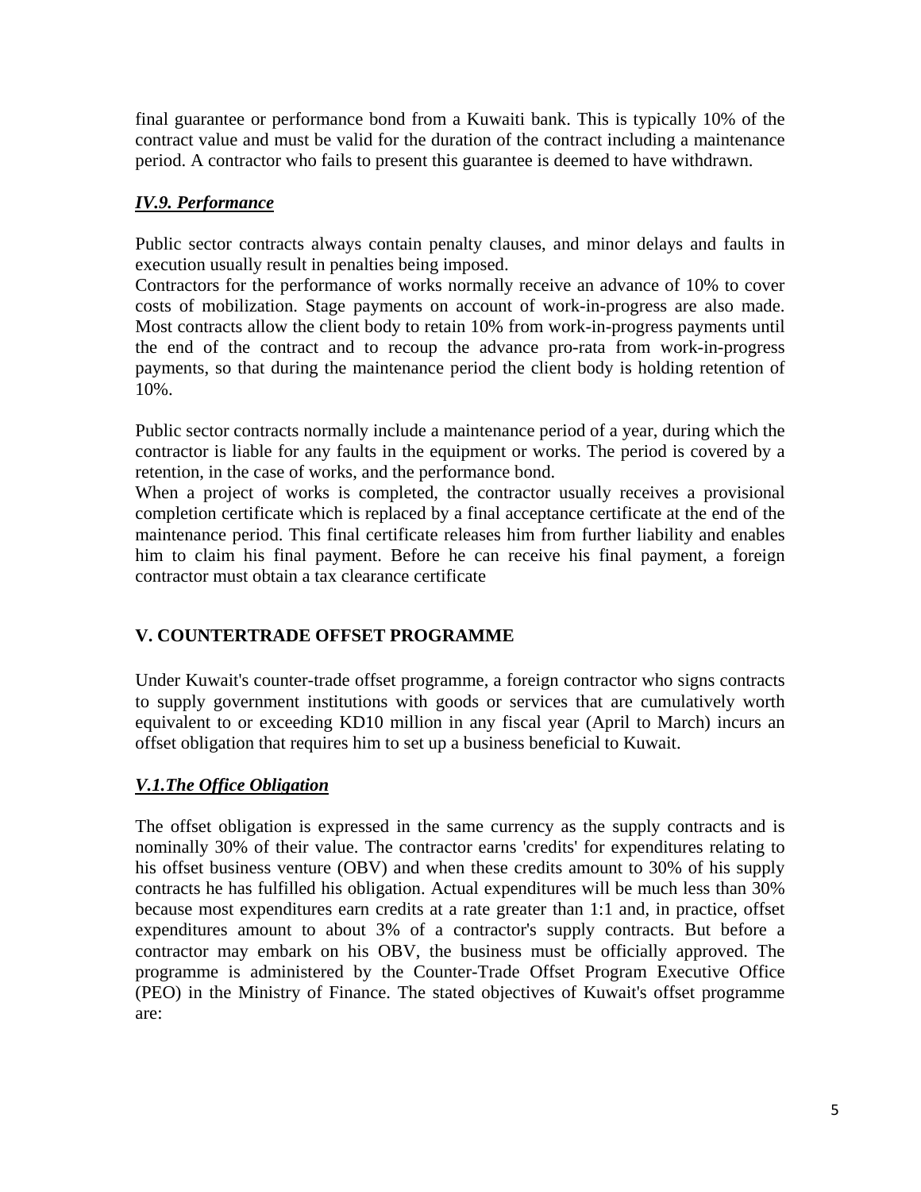final guarantee or performance bond from a Kuwaiti bank. This is typically 10% of the contract value and must be valid for the duration of the contract including a maintenance period. A contractor who fails to present this guarantee is deemed to have withdrawn.

### ***IV.9. Performance***

Public sector contracts always contain penalty clauses, and minor delays and faults in execution usually result in penalties being imposed.
Contractors for the performance of works normally receive an advance of 10% to cover costs of mobilization. Stage payments on account of work-in-progress are also made. Most contracts allow the client body to retain 10% from work-in-progress payments until the end of the contract and to recoup the advance pro-rata from work-in-progress payments, so that during the maintenance period the client body is holding retention of 10%.

Public sector contracts normally include a maintenance period of a year, during which the contractor is liable for any faults in the equipment or works. The period is covered by a retention, in the case of works, and the performance bond.
When a project of works is completed, the contractor usually receives a provisional completion certificate which is replaced by a final acceptance certificate at the end of the maintenance period. This final certificate releases him from further liability and enables him to claim his final payment. Before he can receive his final payment, a foreign contractor must obtain a tax clearance certificate

## V. COUNTERTRADE OFFSET PROGRAMME

Under Kuwait's counter-trade offset programme, a foreign contractor who signs contracts to supply government institutions with goods or services that are cumulatively worth equivalent to or exceeding KD10 million in any fiscal year (April to March) incurs an offset obligation that requires him to set up a business beneficial to Kuwait.

### ***V.1.The Office Obligation***

The offset obligation is expressed in the same currency as the supply contracts and is nominally 30% of their value. The contractor earns 'credits' for expenditures relating to his offset business venture (OBV) and when these credits amount to 30% of his supply contracts he has fulfilled his obligation. Actual expenditures will be much less than 30% because most expenditures earn credits at a rate greater than 1:1 and, in practice, offset expenditures amount to about 3% of a contractor's supply contracts. But before a contractor may embark on his OBV, the business must be officially approved. The programme is administered by the Counter-Trade Offset Program Executive Office (PEO) in the Ministry of Finance. The stated objectives of Kuwait's offset programme are: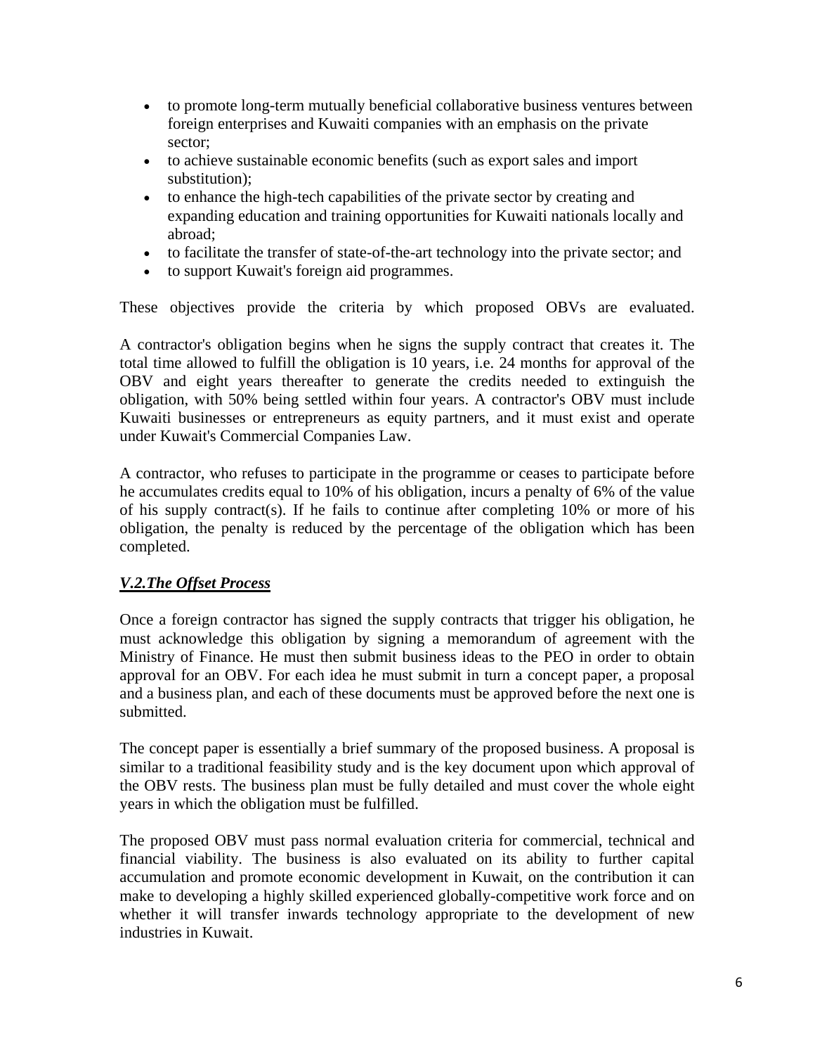- to promote long-term mutually beneficial collaborative business ventures between foreign enterprises and Kuwaiti companies with an emphasis on the private sector;
- to achieve sustainable economic benefits (such as export sales and import substitution);
- to enhance the high-tech capabilities of the private sector by creating and expanding education and training opportunities for Kuwaiti nationals locally and abroad;
- to facilitate the transfer of state-of-the-art technology into the private sector; and
- to support Kuwait's foreign aid programmes.

These objectives provide the criteria by which proposed OBVs are evaluated.

A contractor's obligation begins when he signs the supply contract that creates it. The total time allowed to fulfill the obligation is 10 years, i.e. 24 months for approval of the OBV and eight years thereafter to generate the credits needed to extinguish the obligation, with 50% being settled within four years. A contractor's OBV must include Kuwaiti businesses or entrepreneurs as equity partners, and it must exist and operate under Kuwait's Commercial Companies Law.

A contractor, who refuses to participate in the programme or ceases to participate before he accumulates credits equal to 10% of his obligation, incurs a penalty of 6% of the value of his supply contract(s). If he fails to continue after completing 10% or more of his obligation, the penalty is reduced by the percentage of the obligation which has been completed.

### ***V.2.The Offset Process***

Once a foreign contractor has signed the supply contracts that trigger his obligation, he must acknowledge this obligation by signing a memorandum of agreement with the Ministry of Finance. He must then submit business ideas to the PEO in order to obtain approval for an OBV. For each idea he must submit in turn a concept paper, a proposal and a business plan, and each of these documents must be approved before the next one is submitted.

The concept paper is essentially a brief summary of the proposed business. A proposal is similar to a traditional feasibility study and is the key document upon which approval of the OBV rests. The business plan must be fully detailed and must cover the whole eight years in which the obligation must be fulfilled.

The proposed OBV must pass normal evaluation criteria for commercial, technical and financial viability. The business is also evaluated on its ability to further capital accumulation and promote economic development in Kuwait, on the contribution it can make to developing a highly skilled experienced globally-competitive work force and on whether it will transfer inwards technology appropriate to the development of new industries in Kuwait.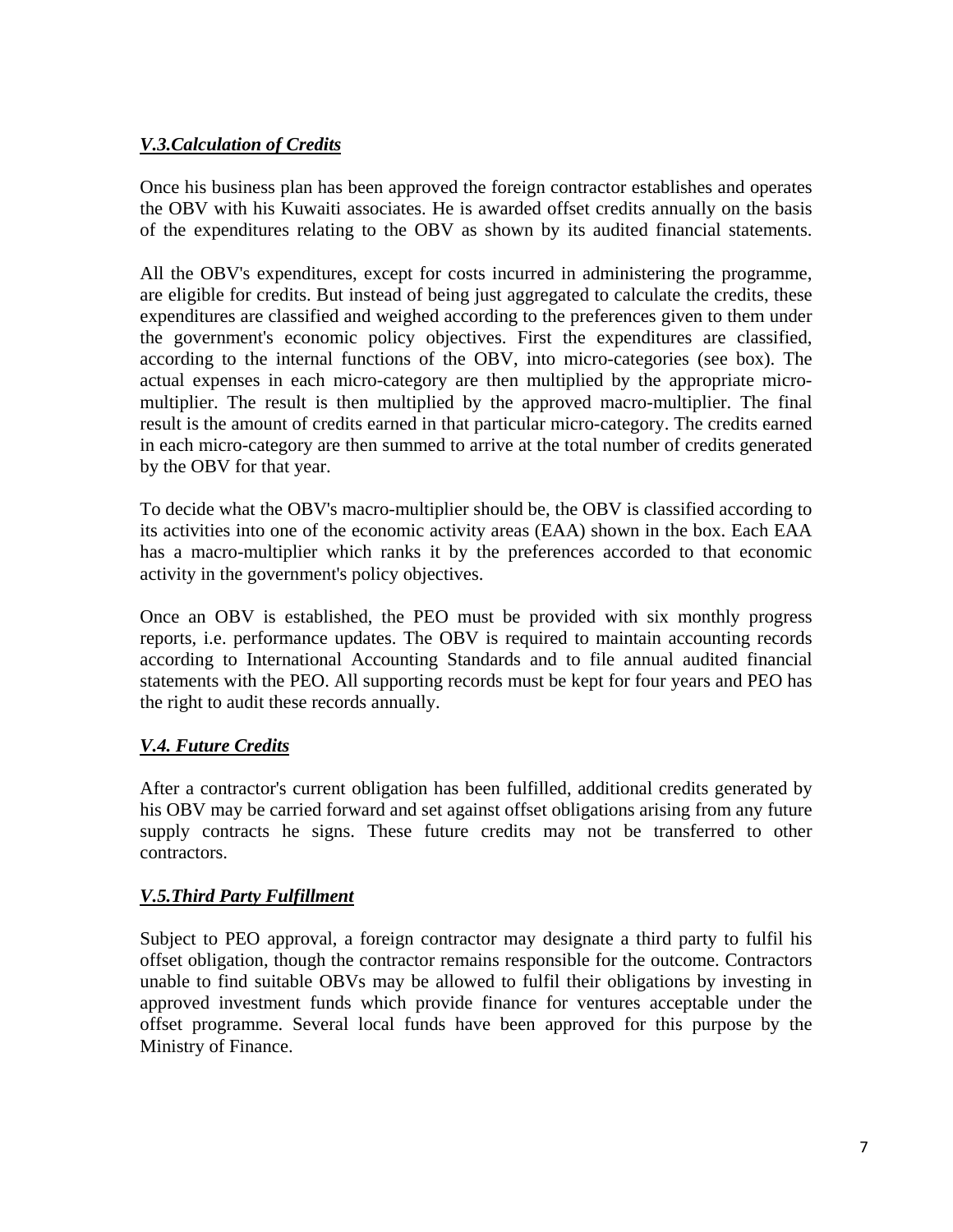### ***V.3.Calculation of Credits***

Once his business plan has been approved the foreign contractor establishes and operates the OBV with his Kuwaiti associates. He is awarded offset credits annually on the basis of the expenditures relating to the OBV as shown by its audited financial statements.

All the OBV's expenditures, except for costs incurred in administering the programme, are eligible for credits. But instead of being just aggregated to calculate the credits, these expenditures are classified and weighed according to the preferences given to them under the government's economic policy objectives. First the expenditures are classified, according to the internal functions of the OBV, into micro-categories (see box). The actual expenses in each micro-category are then multiplied by the appropriate micro-multiplier. The result is then multiplied by the approved macro-multiplier. The final result is the amount of credits earned in that particular micro-category. The credits earned in each micro-category are then summed to arrive at the total number of credits generated by the OBV for that year.

To decide what the OBV's macro-multiplier should be, the OBV is classified according to its activities into one of the economic activity areas (EAA) shown in the box. Each EAA has a macro-multiplier which ranks it by the preferences accorded to that economic activity in the government's policy objectives.

Once an OBV is established, the PEO must be provided with six monthly progress reports, i.e. performance updates. The OBV is required to maintain accounting records according to International Accounting Standards and to file annual audited financial statements with the PEO. All supporting records must be kept for four years and PEO has the right to audit these records annually.

### ***V.4. Future Credits***

After a contractor's current obligation has been fulfilled, additional credits generated by his OBV may be carried forward and set against offset obligations arising from any future supply contracts he signs. These future credits may not be transferred to other contractors.

### ***V.5.Third Party Fulfillment***

Subject to PEO approval, a foreign contractor may designate a third party to fulfil his offset obligation, though the contractor remains responsible for the outcome. Contractors unable to find suitable OBVs may be allowed to fulfil their obligations by investing in approved investment funds which provide finance for ventures acceptable under the offset programme. Several local funds have been approved for this purpose by the Ministry of Finance.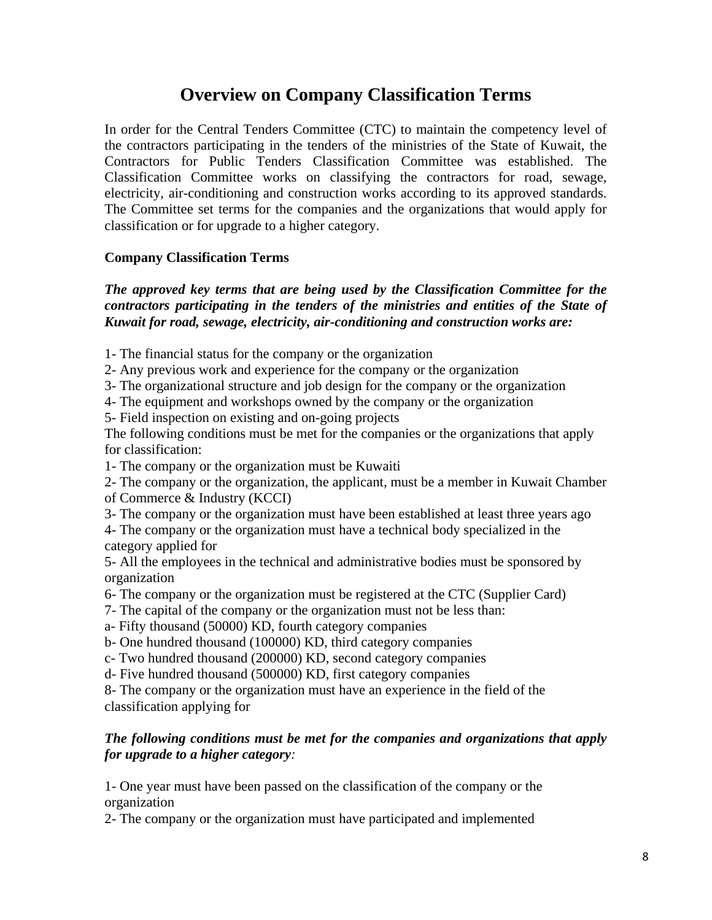# Overview on Company Classification Terms

In order for the Central Tenders Committee (CTC) to maintain the competency level of the contractors participating in the tenders of the ministries of the State of Kuwait, the Contractors for Public Tenders Classification Committee was established. The Classification Committee works on classifying the contractors for road, sewage, electricity, air-conditioning and construction works according to its approved standards. The Committee set terms for the companies and the organizations that would apply for classification or for upgrade to a higher category.

**Company Classification Terms**

***The approved key terms that are being used by the Classification Committee for the contractors participating in the tenders of the ministries and entities of the State of Kuwait for road, sewage, electricity, air-conditioning and construction works are:***

1- The financial status for the company or the organization
2- Any previous work and experience for the company or the organization
3- The organizational structure and job design for the company or the organization
4- The equipment and workshops owned by the company or the organization
5- Field inspection on existing and on-going projects

The following conditions must be met for the companies or the organizations that apply for classification:

1- The company or the organization must be Kuwaiti
2- The company or the organization, the applicant, must be a member in Kuwait Chamber of Commerce & Industry (KCCI)
3- The company or the organization must have been established at least three years ago
4- The company or the organization must have a technical body specialized in the category applied for
5- All the employees in the technical and administrative bodies must be sponsored by organization
6- The company or the organization must be registered at the CTC (Supplier Card)
7- The capital of the company or the organization must not be less than:
a- Fifty thousand (50000) KD, fourth category companies
b- One hundred thousand (100000) KD, third category companies
c- Two hundred thousand (200000) KD, second category companies
d- Five hundred thousand (500000) KD, first category companies
8- The company or the organization must have an experience in the field of the classification applying for

***The following conditions must be met for the companies and organizations that apply for upgrade to a higher category:***

1- One year must have been passed on the classification of the company or the organization
2- The company or the organization must have participated and implemented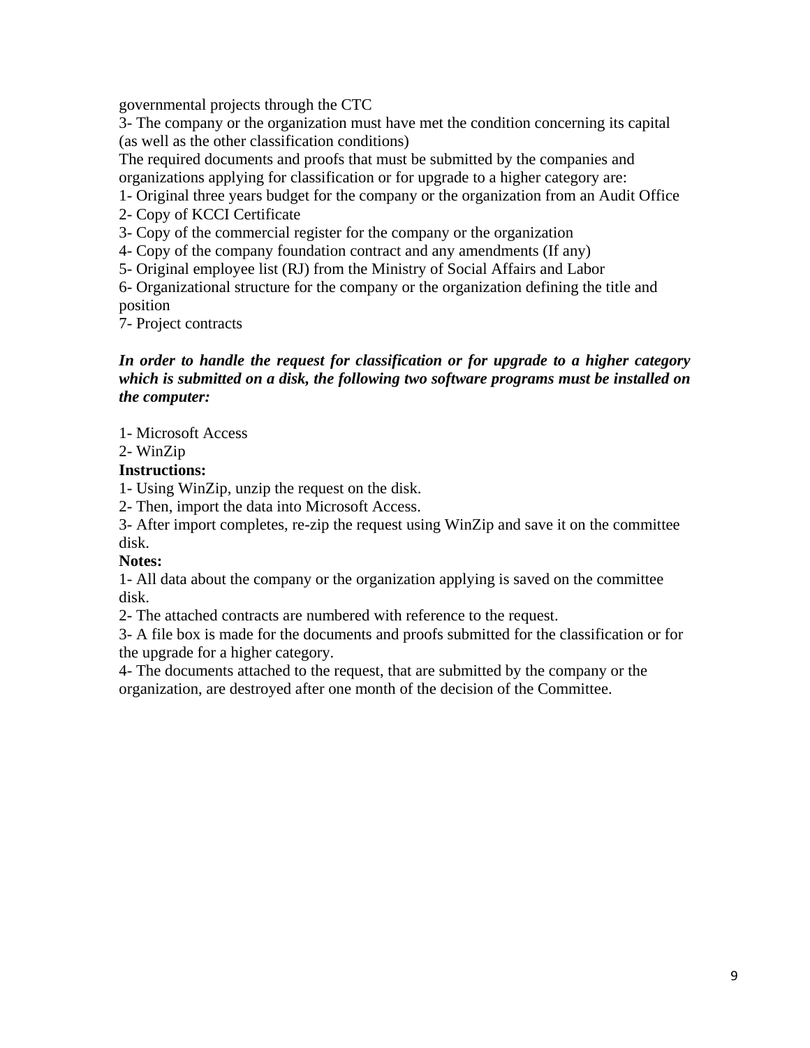governmental projects through the CTC

3- The company or the organization must have met the condition concerning its capital (as well as the other classification conditions)

The required documents and proofs that must be submitted by the companies and organizations applying for classification or for upgrade to a higher category are:

1- Original three years budget for the company or the organization from an Audit Office

2- Copy of KCCI Certificate

3- Copy of the commercial register for the company or the organization

4- Copy of the company foundation contract and any amendments (If any)

5- Original employee list (RJ) from the Ministry of Social Affairs and Labor

6- Organizational structure for the company or the organization defining the title and position

7- Project contracts

***In order to handle the request for classification or for upgrade to a higher category which is submitted on a disk, the following two software programs must be installed on the computer:***

1- Microsoft Access

2- WinZip

**Instructions:**

1- Using WinZip, unzip the request on the disk.

2- Then, import the data into Microsoft Access.

3- After import completes, re-zip the request using WinZip and save it on the committee disk.

**Notes:**

1- All data about the company or the organization applying is saved on the committee disk.

2- The attached contracts are numbered with reference to the request.

3- A file box is made for the documents and proofs submitted for the classification or for the upgrade for a higher category.

4- The documents attached to the request, that are submitted by the company or the organization, are destroyed after one month of the decision of the Committee.